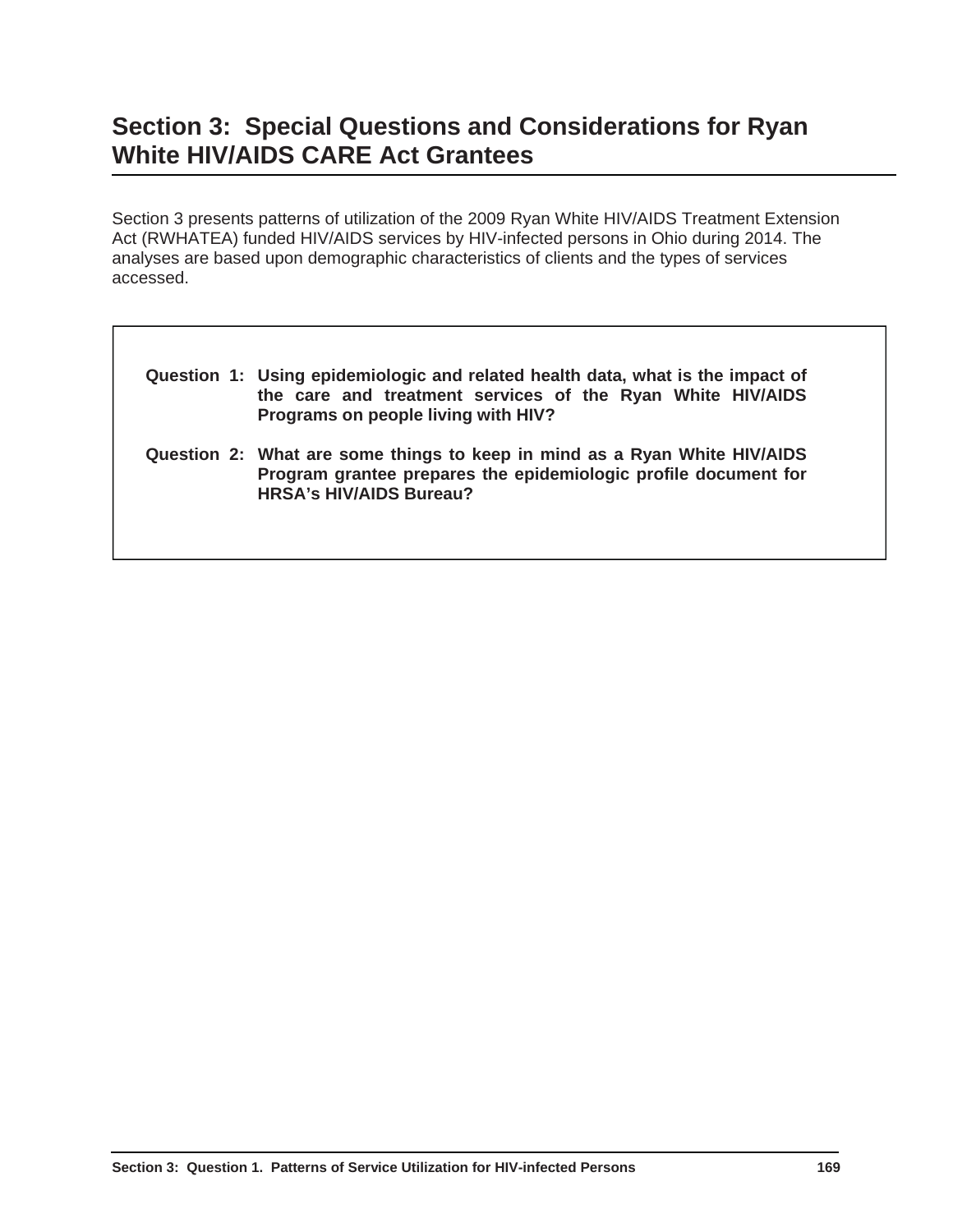# Section 3: Special Questions and Considerations for Ryan White HIV/AIDS CARE Act Grantees

Section 3 presents patterns of utilization of the 2009 Ryan White HIV/AIDS Treatment Extension Act (RWHATEA) funded HIV/AIDS services by HIV-infected persons in Ohio during 2014. The analyses are based upon demographic characteristics of clients and the types of services accessed.

**Question 1: Using epidemiologic and related health data, what is the impact of the care and treatment services of the Ryan White HIV/AIDS Programs on people living with HIV?**

**Question 2: What are some things to keep in mind as a Ryan White HIV/AIDS Program grantee prepares the epidemiologic profile document for HRSA's HIV/AIDS Bureau?**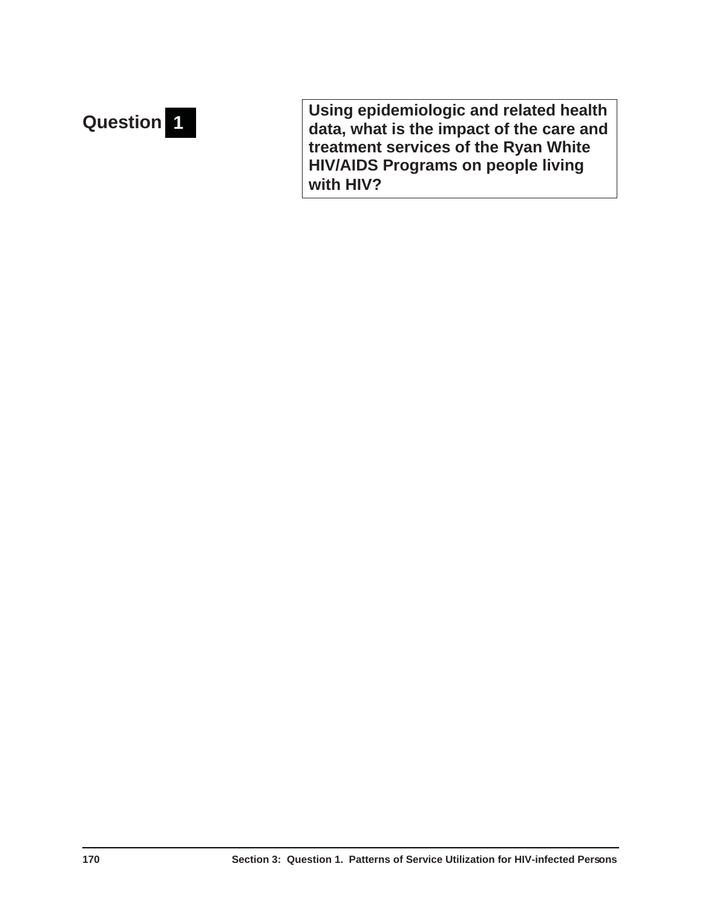## Question 1

**Using epidemiologic and related health data, what is the impact of the care and treatment services of the Ryan White HIV/AIDS Programs on people living with HIV?**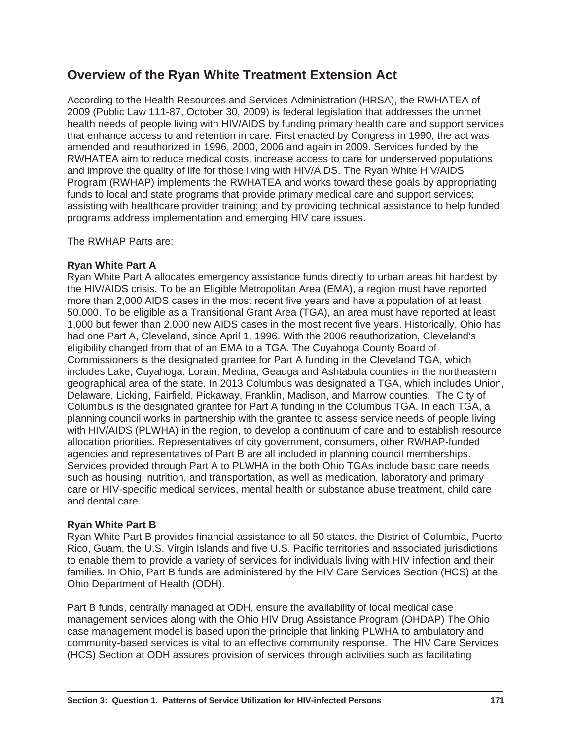## Overview of the Ryan White Treatment Extension Act

According to the Health Resources and Services Administration (HRSA), the RWHATEA of 2009 (Public Law 111-87, October 30, 2009) is federal legislation that addresses the unmet health needs of people living with HIV/AIDS by funding primary health care and support services that enhance access to and retention in care. First enacted by Congress in 1990, the act was amended and reauthorized in 1996, 2000, 2006 and again in 2009. Services funded by the RWHATEA aim to reduce medical costs, increase access to care for underserved populations and improve the quality of life for those living with HIV/AIDS. The Ryan White HIV/AIDS Program (RWHAP) implements the RWHATEA and works toward these goals by appropriating funds to local and state programs that provide primary medical care and support services; assisting with healthcare provider training; and by providing technical assistance to help funded programs address implementation and emerging HIV care issues.

The RWHAP Parts are:

**Ryan White Part A**
Ryan White Part A allocates emergency assistance funds directly to urban areas hit hardest by the HIV/AIDS crisis. To be an Eligible Metropolitan Area (EMA), a region must have reported more than 2,000 AIDS cases in the most recent five years and have a population of at least 50,000. To be eligible as a Transitional Grant Area (TGA), an area must have reported at least 1,000 but fewer than 2,000 new AIDS cases in the most recent five years. Historically, Ohio has had one Part A, Cleveland, since April 1, 1996. With the 2006 reauthorization, Cleveland's eligibility changed from that of an EMA to a TGA. The Cuyahoga County Board of Commissioners is the designated grantee for Part A funding in the Cleveland TGA, which includes Lake, Cuyahoga, Lorain, Medina, Geauga and Ashtabula counties in the northeastern geographical area of the state. In 2013 Columbus was designated a TGA, which includes Union, Delaware, Licking, Fairfield, Pickaway, Franklin, Madison, and Marrow counties. The City of Columbus is the designated grantee for Part A funding in the Columbus TGA. In each TGA, a planning council works in partnership with the grantee to assess service needs of people living with HIV/AIDS (PLWHA) in the region, to develop a continuum of care and to establish resource allocation priorities. Representatives of city government, consumers, other RWHAP-funded agencies and representatives of Part B are all included in planning council memberships. Services provided through Part A to PLWHA in the both Ohio TGAs include basic care needs such as housing, nutrition, and transportation, as well as medication, laboratory and primary care or HIV-specific medical services, mental health or substance abuse treatment, child care and dental care.

**Ryan White Part B**
Ryan White Part B provides financial assistance to all 50 states, the District of Columbia, Puerto Rico, Guam, the U.S. Virgin Islands and five U.S. Pacific territories and associated jurisdictions to enable them to provide a variety of services for individuals living with HIV infection and their families. In Ohio, Part B funds are administered by the HIV Care Services Section (HCS) at the Ohio Department of Health (ODH).

Part B funds, centrally managed at ODH, ensure the availability of local medical case management services along with the Ohio HIV Drug Assistance Program (OHDAP) The Ohio case management model is based upon the principle that linking PLWHA to ambulatory and community-based services is vital to an effective community response. The HIV Care Services (HCS) Section at ODH assures provision of services through activities such as facilitating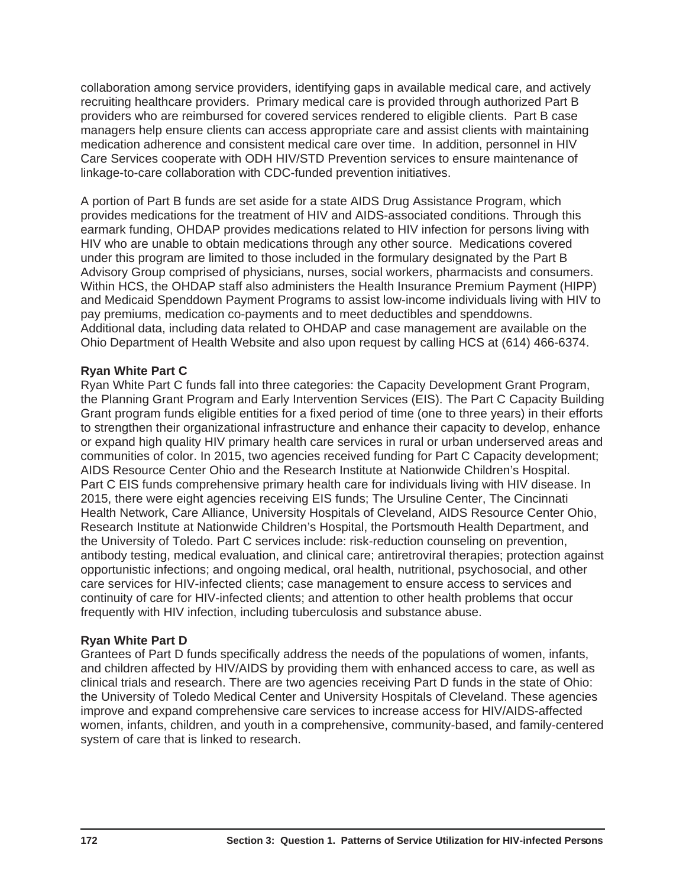collaboration among service providers, identifying gaps in available medical care, and actively recruiting healthcare providers. Primary medical care is provided through authorized Part B providers who are reimbursed for covered services rendered to eligible clients. Part B case managers help ensure clients can access appropriate care and assist clients with maintaining medication adherence and consistent medical care over time. In addition, personnel in HIV Care Services cooperate with ODH HIV/STD Prevention services to ensure maintenance of linkage-to-care collaboration with CDC-funded prevention initiatives.

A portion of Part B funds are set aside for a state AIDS Drug Assistance Program, which provides medications for the treatment of HIV and AIDS-associated conditions. Through this earmark funding, OHDAP provides medications related to HIV infection for persons living with HIV who are unable to obtain medications through any other source. Medications covered under this program are limited to those included in the formulary designated by the Part B Advisory Group comprised of physicians, nurses, social workers, pharmacists and consumers. Within HCS, the OHDAP staff also administers the Health Insurance Premium Payment (HIPP) and Medicaid Spenddown Payment Programs to assist low-income individuals living with HIV to pay premiums, medication co-payments and to meet deductibles and spenddowns. Additional data, including data related to OHDAP and case management are available on the Ohio Department of Health Website and also upon request by calling HCS at (614) 466-6374.

**Ryan White Part C**

Ryan White Part C funds fall into three categories: the Capacity Development Grant Program, the Planning Grant Program and Early Intervention Services (EIS). The Part C Capacity Building Grant program funds eligible entities for a fixed period of time (one to three years) in their efforts to strengthen their organizational infrastructure and enhance their capacity to develop, enhance or expand high quality HIV primary health care services in rural or urban underserved areas and communities of color. In 2015, two agencies received funding for Part C Capacity development; AIDS Resource Center Ohio and the Research Institute at Nationwide Children's Hospital. Part C EIS funds comprehensive primary health care for individuals living with HIV disease. In 2015, there were eight agencies receiving EIS funds; The Ursuline Center, The Cincinnati Health Network, Care Alliance, University Hospitals of Cleveland, AIDS Resource Center Ohio, Research Institute at Nationwide Children's Hospital, the Portsmouth Health Department, and the University of Toledo. Part C services include: risk-reduction counseling on prevention, antibody testing, medical evaluation, and clinical care; antiretroviral therapies; protection against opportunistic infections; and ongoing medical, oral health, nutritional, psychosocial, and other care services for HIV-infected clients; case management to ensure access to services and continuity of care for HIV-infected clients; and attention to other health problems that occur frequently with HIV infection, including tuberculosis and substance abuse.

**Ryan White Part D**

Grantees of Part D funds specifically address the needs of the populations of women, infants, and children affected by HIV/AIDS by providing them with enhanced access to care, as well as clinical trials and research. There are two agencies receiving Part D funds in the state of Ohio: the University of Toledo Medical Center and University Hospitals of Cleveland. These agencies improve and expand comprehensive care services to increase access for HIV/AIDS-affected women, infants, children, and youth in a comprehensive, community-based, and family-centered system of care that is linked to research.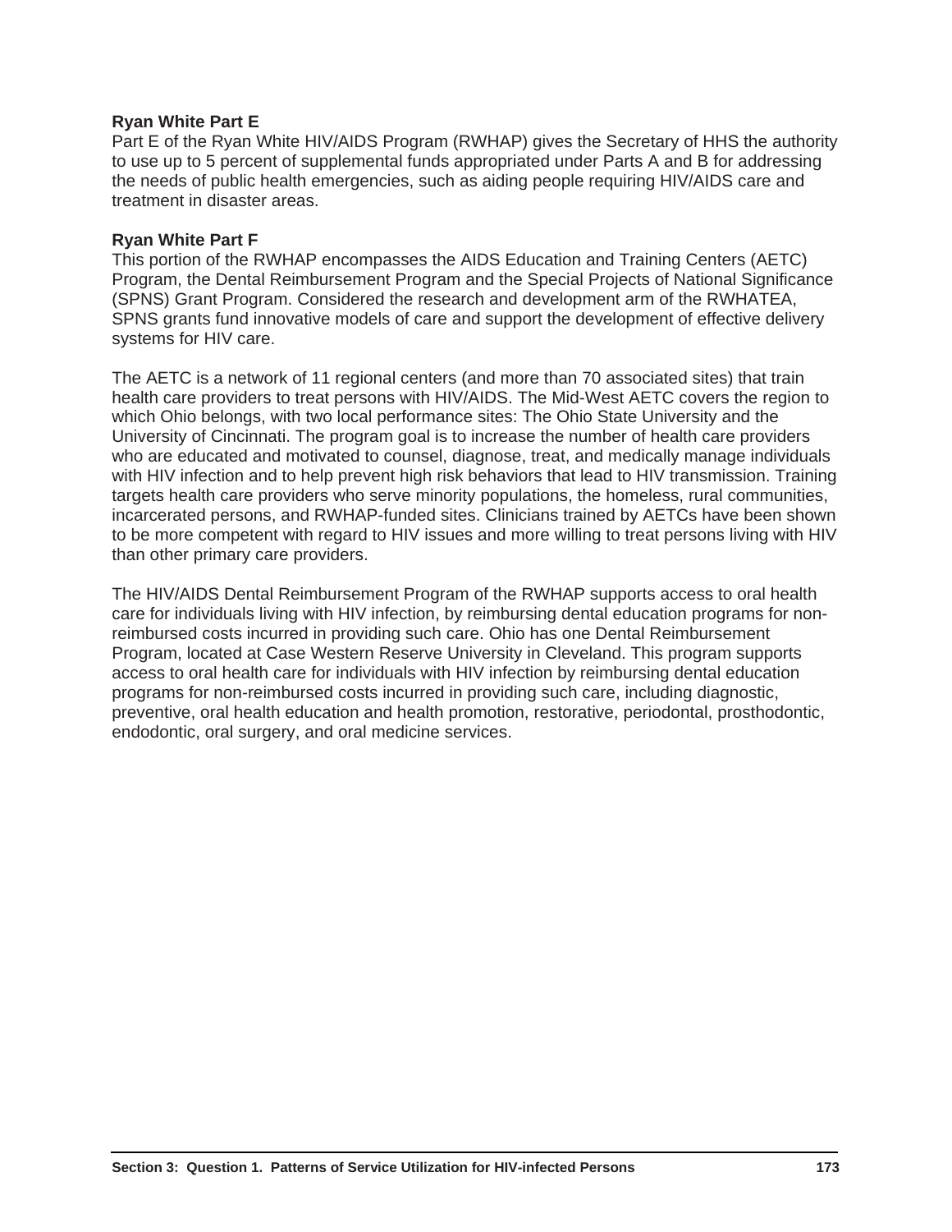**Ryan White Part E**

Part E of the Ryan White HIV/AIDS Program (RWHAP) gives the Secretary of HHS the authority to use up to 5 percent of supplemental funds appropriated under Parts A and B for addressing the needs of public health emergencies, such as aiding people requiring HIV/AIDS care and treatment in disaster areas.

**Ryan White Part F**

This portion of the RWHAP encompasses the AIDS Education and Training Centers (AETC) Program, the Dental Reimbursement Program and the Special Projects of National Significance (SPNS) Grant Program. Considered the research and development arm of the RWHATEA, SPNS grants fund innovative models of care and support the development of effective delivery systems for HIV care.

The AETC is a network of 11 regional centers (and more than 70 associated sites) that train health care providers to treat persons with HIV/AIDS. The Mid-West AETC covers the region to which Ohio belongs, with two local performance sites: The Ohio State University and the University of Cincinnati. The program goal is to increase the number of health care providers who are educated and motivated to counsel, diagnose, treat, and medically manage individuals with HIV infection and to help prevent high risk behaviors that lead to HIV transmission. Training targets health care providers who serve minority populations, the homeless, rural communities, incarcerated persons, and RWHAP-funded sites. Clinicians trained by AETCs have been shown to be more competent with regard to HIV issues and more willing to treat persons living with HIV than other primary care providers.

The HIV/AIDS Dental Reimbursement Program of the RWHAP supports access to oral health care for individuals living with HIV infection, by reimbursing dental education programs for non-reimbursed costs incurred in providing such care. Ohio has one Dental Reimbursement Program, located at Case Western Reserve University in Cleveland. This program supports access to oral health care for individuals with HIV infection by reimbursing dental education programs for non-reimbursed costs incurred in providing such care, including diagnostic, preventive, oral health education and health promotion, restorative, periodontal, prosthodontic, endodontic, oral surgery, and oral medicine services.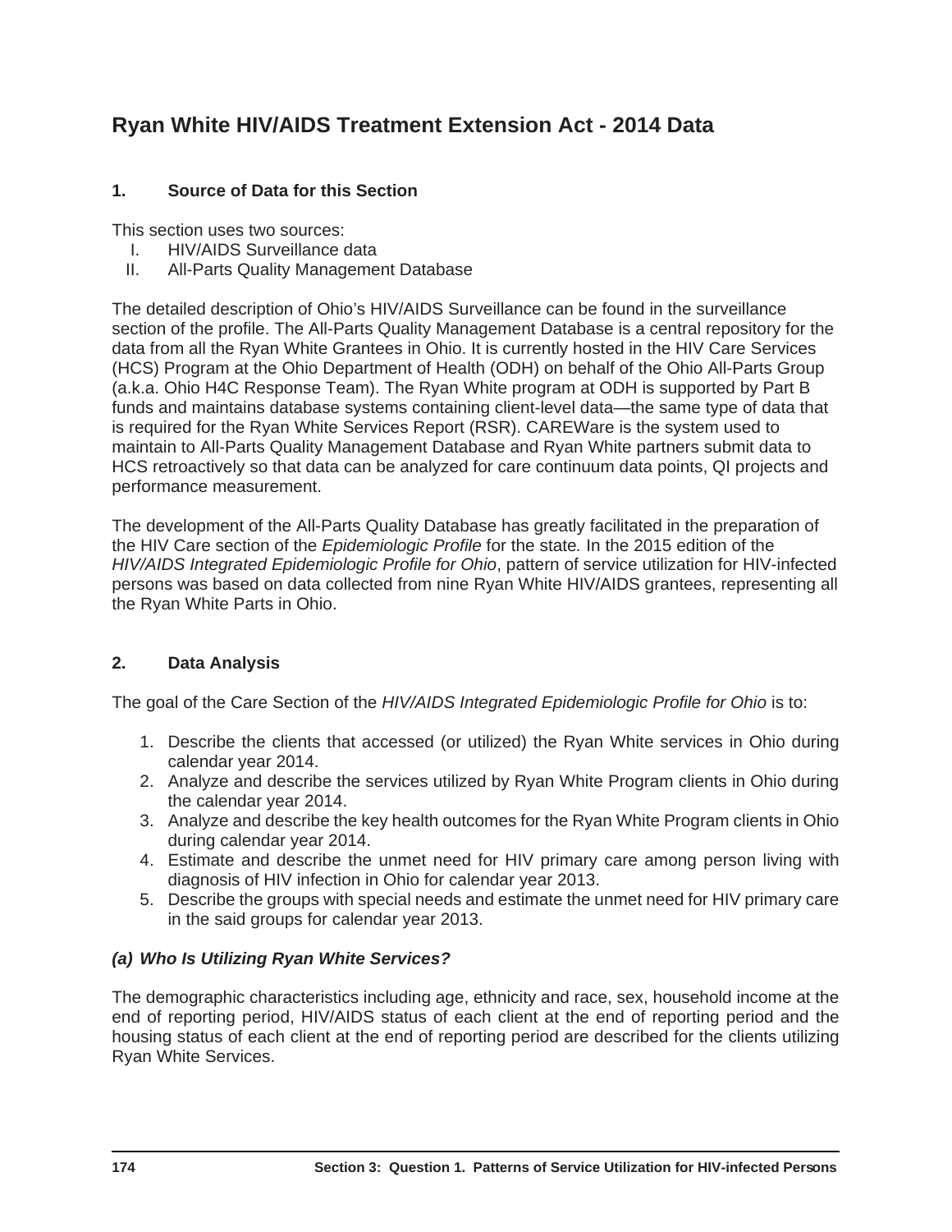# Ryan White HIV/AIDS Treatment Extension Act - 2014 Data

## 1. Source of Data for this Section

This section uses two sources:

I. HIV/AIDS Surveillance data
II. All-Parts Quality Management Database

The detailed description of Ohio's HIV/AIDS Surveillance can be found in the surveillance section of the profile. The All-Parts Quality Management Database is a central repository for the data from all the Ryan White Grantees in Ohio. It is currently hosted in the HIV Care Services (HCS) Program at the Ohio Department of Health (ODH) on behalf of the Ohio All-Parts Group (a.k.a. Ohio H4C Response Team). The Ryan White program at ODH is supported by Part B funds and maintains database systems containing client-level data—the same type of data that is required for the Ryan White Services Report (RSR). CAREWare is the system used to maintain to All-Parts Quality Management Database and Ryan White partners submit data to HCS retroactively so that data can be analyzed for care continuum data points, QI projects and performance measurement.

The development of the All-Parts Quality Database has greatly facilitated in the preparation of the HIV Care section of the *Epidemiologic Profile* for the state. In the 2015 edition of the *HIV/AIDS Integrated Epidemiologic Profile for Ohio*, pattern of service utilization for HIV-infected persons was based on data collected from nine Ryan White HIV/AIDS grantees, representing all the Ryan White Parts in Ohio.

## 2. Data Analysis

The goal of the Care Section of the *HIV/AIDS Integrated Epidemiologic Profile for Ohio* is to:

1. Describe the clients that accessed (or utilized) the Ryan White services in Ohio during calendar year 2014.
2. Analyze and describe the services utilized by Ryan White Program clients in Ohio during the calendar year 2014.
3. Analyze and describe the key health outcomes for the Ryan White Program clients in Ohio during calendar year 2014.
4. Estimate and describe the unmet need for HIV primary care among person living with diagnosis of HIV infection in Ohio for calendar year 2013.
5. Describe the groups with special needs and estimate the unmet need for HIV primary care in the said groups for calendar year 2013.

### *(a) Who Is Utilizing Ryan White Services?*

The demographic characteristics including age, ethnicity and race, sex, household income at the end of reporting period, HIV/AIDS status of each client at the end of reporting period and the housing status of each client at the end of reporting period are described for the clients utilizing Ryan White Services.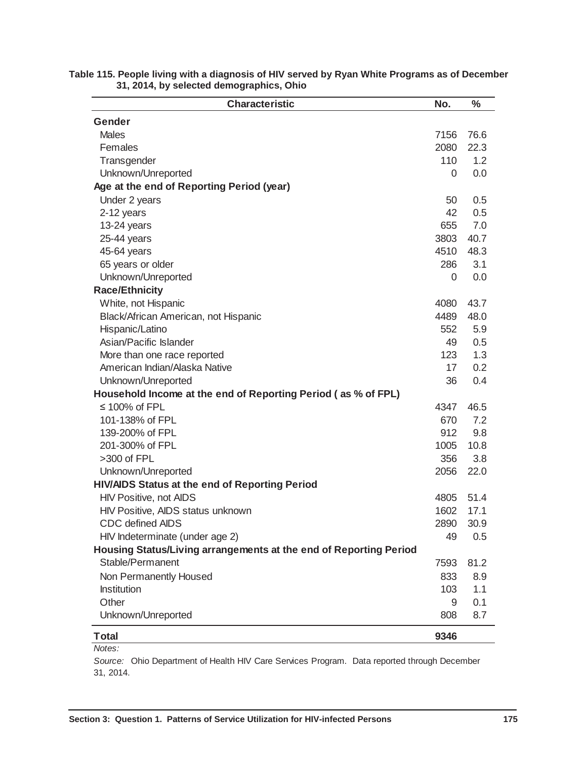**Table 115. People living with a diagnosis of HIV served by Ryan White Programs as of December 31, 2014, by selected demographics, Ohio**

| Characteristic | No. | % |
|---|---|---|
| **Gender** | | |
| Males | 7156 | 76.6 |
| Females | 2080 | 22.3 |
| Transgender | 110 | 1.2 |
| Unknown/Unreported | 0 | 0.0 |
| **Age at the end of Reporting Period (year)** | | |
| Under 2 years | 50 | 0.5 |
| 2-12 years | 42 | 0.5 |
| 13-24 years | 655 | 7.0 |
| 25-44 years | 3803 | 40.7 |
| 45-64 years | 4510 | 48.3 |
| 65 years or older | 286 | 3.1 |
| Unknown/Unreported | 0 | 0.0 |
| **Race/Ethnicity** | | |
| White, not Hispanic | 4080 | 43.7 |
| Black/African American, not Hispanic | 4489 | 48.0 |
| Hispanic/Latino | 552 | 5.9 |
| Asian/Pacific Islander | 49 | 0.5 |
| More than one race reported | 123 | 1.3 |
| American Indian/Alaska Native | 17 | 0.2 |
| Unknown/Unreported | 36 | 0.4 |
| **Household Income at the end of Reporting Period ( as % of FPL)** | | |
| ≤ 100% of FPL | 4347 | 46.5 |
| 101-138% of FPL | 670 | 7.2 |
| 139-200% of FPL | 912 | 9.8 |
| 201-300% of FPL | 1005 | 10.8 |
| >300 of FPL | 356 | 3.8 |
| Unknown/Unreported | 2056 | 22.0 |
| **HIV/AIDS Status at the end of Reporting Period** | | |
| HIV Positive, not AIDS | 4805 | 51.4 |
| HIV Positive, AIDS status unknown | 1602 | 17.1 |
| CDC defined AIDS | 2890 | 30.9 |
| HIV Indeterminate (under age 2) | 49 | 0.5 |
| **Housing Status/Living arrangements at the end of Reporting Period** | | |
| Stable/Permanent | 7593 | 81.2 |
| Non Permanently Housed | 833 | 8.9 |
| Institution | 103 | 1.1 |
| Other | 9 | 0.1 |
| Unknown/Unreported | 808 | 8.7 |
| **Total** | **9346** | |

*Notes:*

*Source:* Ohio Department of Health HIV Care Services Program. Data reported through December 31, 2014.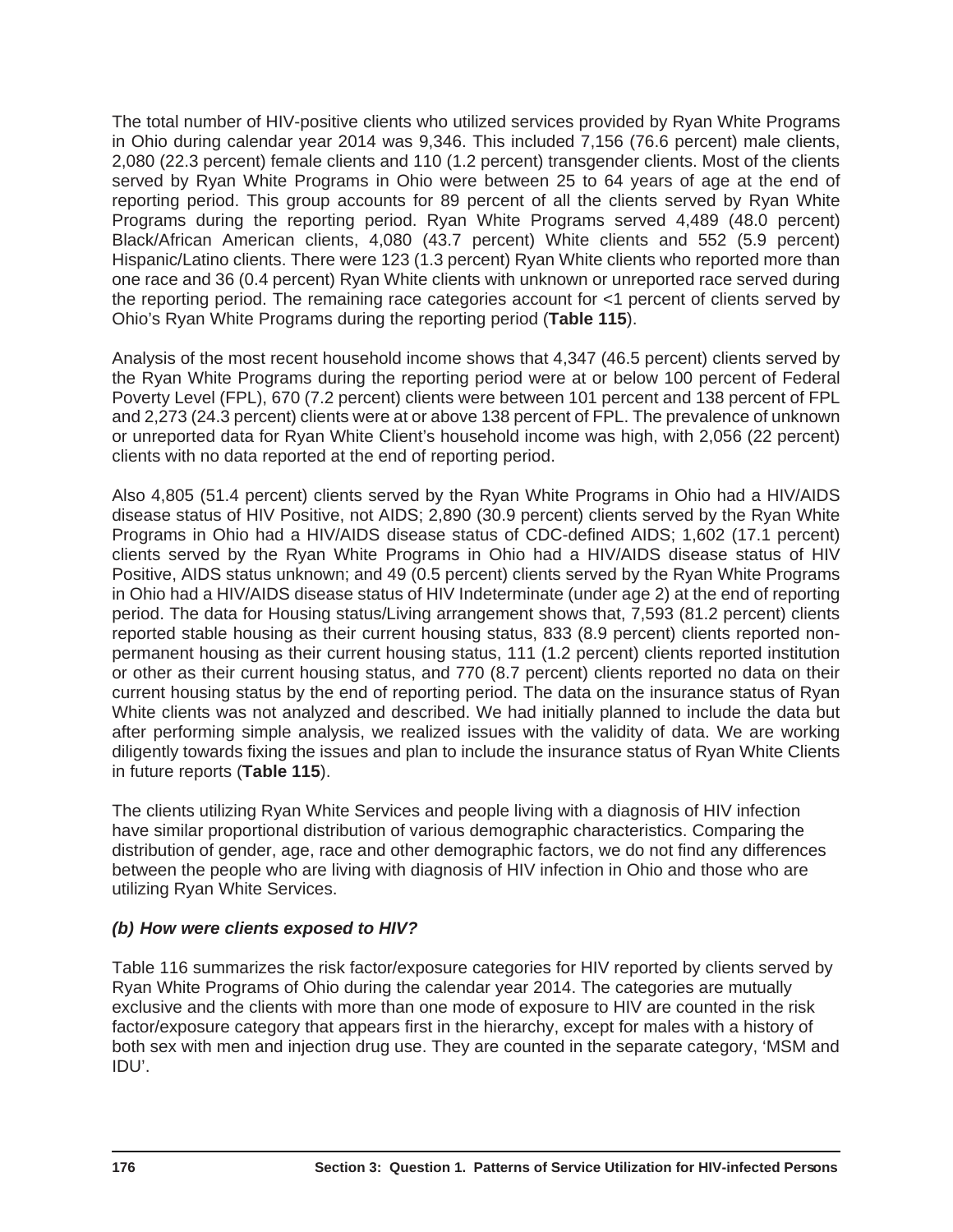The total number of HIV-positive clients who utilized services provided by Ryan White Programs in Ohio during calendar year 2014 was 9,346. This included 7,156 (76.6 percent) male clients, 2,080 (22.3 percent) female clients and 110 (1.2 percent) transgender clients. Most of the clients served by Ryan White Programs in Ohio were between 25 to 64 years of age at the end of reporting period. This group accounts for 89 percent of all the clients served by Ryan White Programs during the reporting period. Ryan White Programs served 4,489 (48.0 percent) Black/African American clients, 4,080 (43.7 percent) White clients and 552 (5.9 percent) Hispanic/Latino clients. There were 123 (1.3 percent) Ryan White clients who reported more than one race and 36 (0.4 percent) Ryan White clients with unknown or unreported race served during the reporting period. The remaining race categories account for <1 percent of clients served by Ohio's Ryan White Programs during the reporting period (**Table 115**).

Analysis of the most recent household income shows that 4,347 (46.5 percent) clients served by the Ryan White Programs during the reporting period were at or below 100 percent of Federal Poverty Level (FPL), 670 (7.2 percent) clients were between 101 percent and 138 percent of FPL and 2,273 (24.3 percent) clients were at or above 138 percent of FPL. The prevalence of unknown or unreported data for Ryan White Client's household income was high, with 2,056 (22 percent) clients with no data reported at the end of reporting period.

Also 4,805 (51.4 percent) clients served by the Ryan White Programs in Ohio had a HIV/AIDS disease status of HIV Positive, not AIDS; 2,890 (30.9 percent) clients served by the Ryan White Programs in Ohio had a HIV/AIDS disease status of CDC-defined AIDS; 1,602 (17.1 percent) clients served by the Ryan White Programs in Ohio had a HIV/AIDS disease status of HIV Positive, AIDS status unknown; and 49 (0.5 percent) clients served by the Ryan White Programs in Ohio had a HIV/AIDS disease status of HIV Indeterminate (under age 2) at the end of reporting period. The data for Housing status/Living arrangement shows that, 7,593 (81.2 percent) clients reported stable housing as their current housing status, 833 (8.9 percent) clients reported non-permanent housing as their current housing status, 111 (1.2 percent) clients reported institution or other as their current housing status, and 770 (8.7 percent) clients reported no data on their current housing status by the end of reporting period. The data on the insurance status of Ryan White clients was not analyzed and described. We had initially planned to include the data but after performing simple analysis, we realized issues with the validity of data. We are working diligently towards fixing the issues and plan to include the insurance status of Ryan White Clients in future reports (**Table 115**).

The clients utilizing Ryan White Services and people living with a diagnosis of HIV infection have similar proportional distribution of various demographic characteristics. Comparing the distribution of gender, age, race and other demographic factors, we do not find any differences between the people who are living with diagnosis of HIV infection in Ohio and those who are utilizing Ryan White Services.

### *(b) How were clients exposed to HIV?*

Table 116 summarizes the risk factor/exposure categories for HIV reported by clients served by Ryan White Programs of Ohio during the calendar year 2014. The categories are mutually exclusive and the clients with more than one mode of exposure to HIV are counted in the risk factor/exposure category that appears first in the hierarchy, except for males with a history of both sex with men and injection drug use. They are counted in the separate category, 'MSM and IDU'.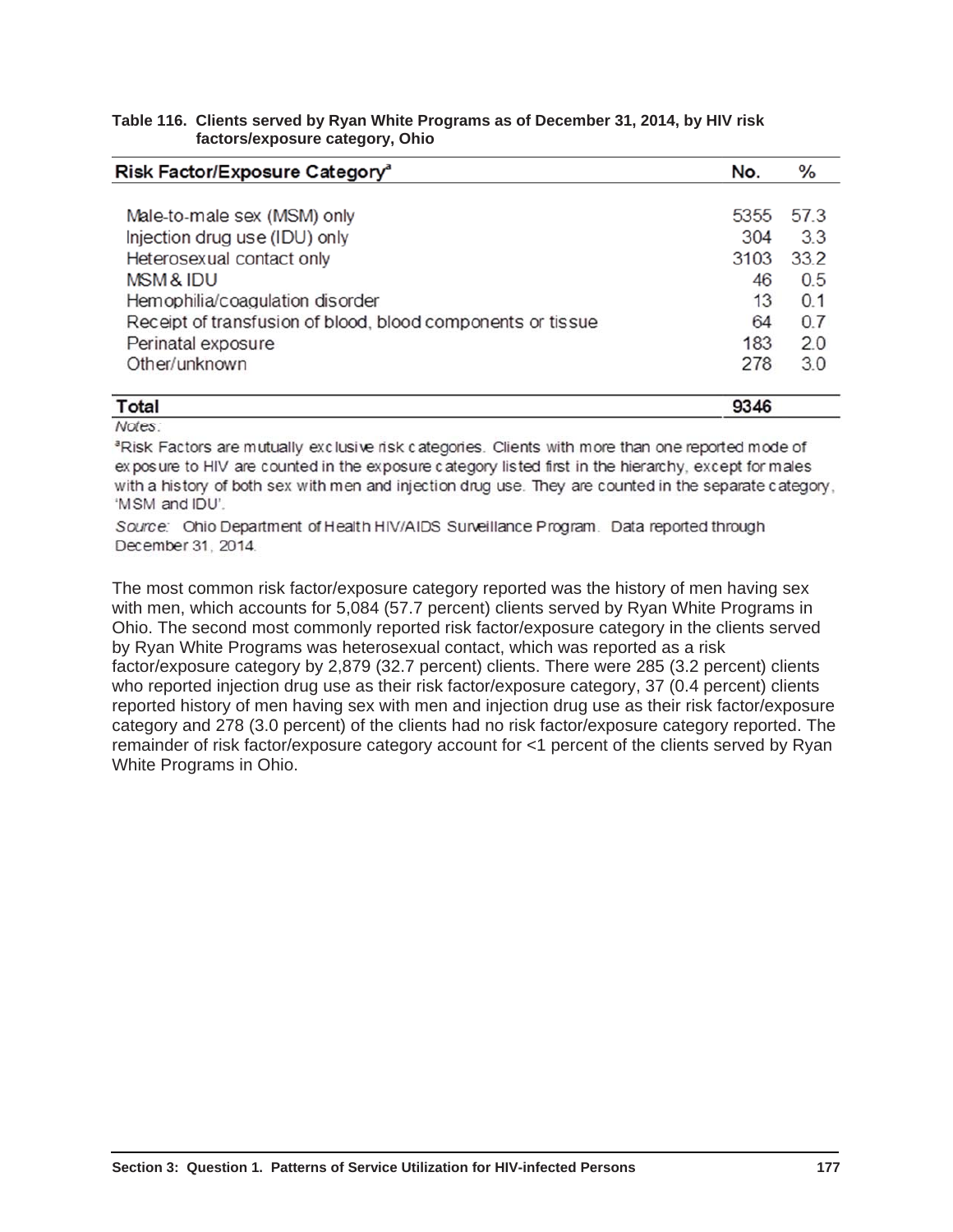**Table 116. Clients served by Ryan White Programs as of December 31, 2014, by HIV risk factors/exposure category, Ohio**

| Risk Factor/Exposure Category[a] | No. | % |
|---|---|---|
| Male-to-male sex (MSM) only | 5355 | 57.3 |
| Injection drug use (IDU) only | 304 | 3.3 |
| Heterosexual contact only | 3103 | 33.2 |
| MSM & IDU | 46 | 0.5 |
| Hemophilia/coagulation disorder | 13 | 0.1 |
| Receipt of transfusion of blood, blood components or tissue | 64 | 0.7 |
| Perinatal exposure | 183 | 2.0 |
| Other/unknown | 278 | 3.0 |
| **Total** | **9346** | |

*Notes*:

[a]Risk Factors are mutually exclusive risk categories. Clients with more than one reported mode of exposure to HIV are counted in the exposure category listed first in the hierarchy, except for males with a history of both sex with men and injection drug use. They are counted in the separate category, 'MSM and IDU'.

*Source*: Ohio Department of Health HIV/AIDS Surveillance Program. Data reported through December 31, 2014.

The most common risk factor/exposure category reported was the history of men having sex with men, which accounts for 5,084 (57.7 percent) clients served by Ryan White Programs in Ohio. The second most commonly reported risk factor/exposure category in the clients served by Ryan White Programs was heterosexual contact, which was reported as a risk factor/exposure category by 2,879 (32.7 percent) clients. There were 285 (3.2 percent) clients who reported injection drug use as their risk factor/exposure category, 37 (0.4 percent) clients reported history of men having sex with men and injection drug use as their risk factor/exposure category and 278 (3.0 percent) of the clients had no risk factor/exposure category reported. The remainder of risk factor/exposure category account for <1 percent of the clients served by Ryan White Programs in Ohio.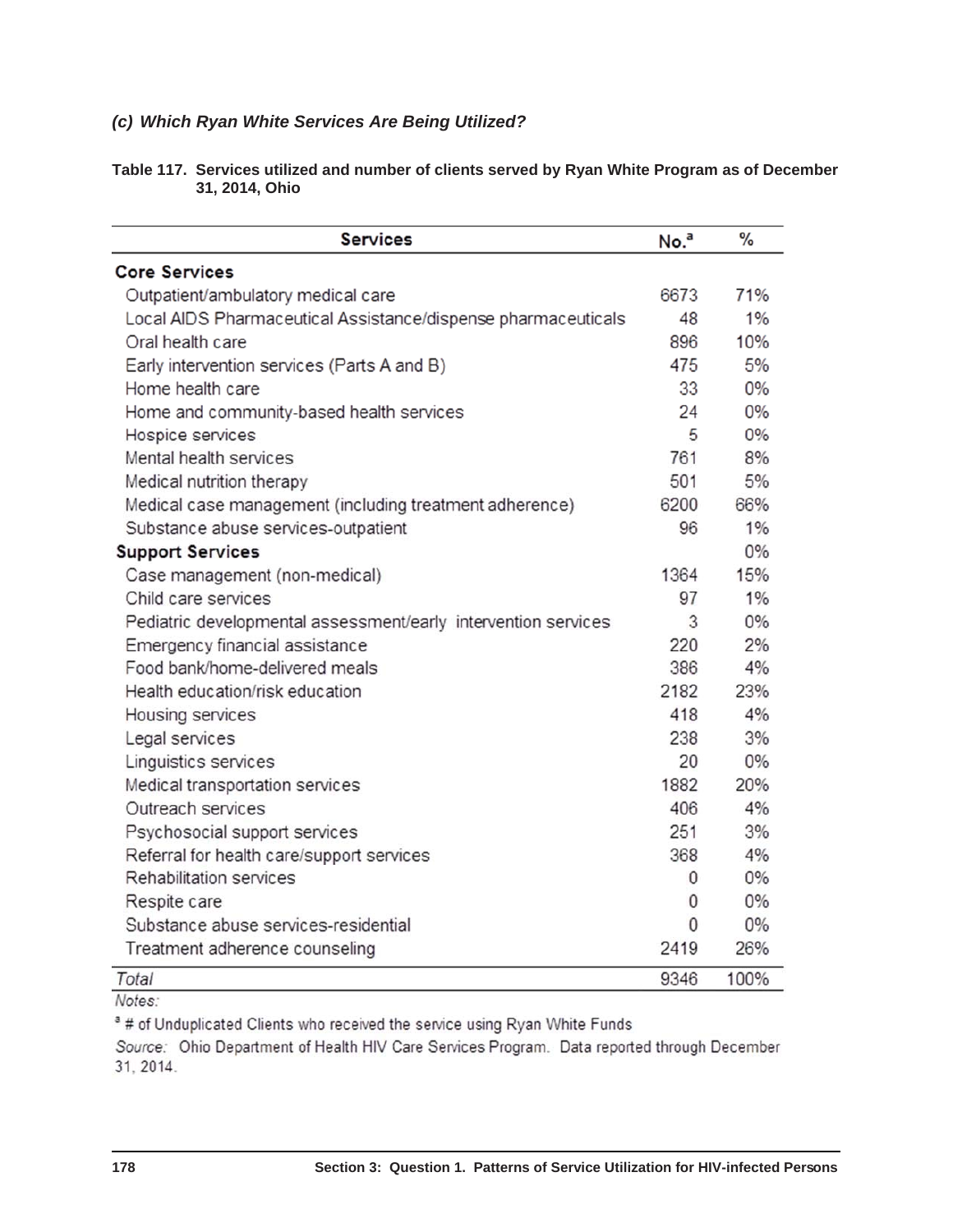### *(c) Which Ryan White Services Are Being Utilized?*

**Table 117. Services utilized and number of clients served by Ryan White Program as of December 31, 2014, Ohio**

| Services | No.[a] | % |
|---|---|---|
| **Core Services** | | |
| Outpatient/ambulatory medical care | 6673 | 71% |
| Local AIDS Pharmaceutical Assistance/dispense pharmaceuticals | 48 | 1% |
| Oral health care | 896 | 10% |
| Early intervention services (Parts A and B) | 475 | 5% |
| Home health care | 33 | 0% |
| Home and community-based health services | 24 | 0% |
| Hospice services | 5 | 0% |
| Mental health services | 761 | 8% |
| Medical nutrition therapy | 501 | 5% |
| Medical case management (including treatment adherence) | 6200 | 66% |
| Substance abuse services-outpatient | 96 | 1% |
| **Support Services** | | 0% |
| Case management (non-medical) | 1364 | 15% |
| Child care services | 97 | 1% |
| Pediatric developmental assessment/early intervention services | 3 | 0% |
| Emergency financial assistance | 220 | 2% |
| Food bank/home-delivered meals | 386 | 4% |
| Health education/risk education | 2182 | 23% |
| Housing services | 418 | 4% |
| Legal services | 238 | 3% |
| Linguistics services | 20 | 0% |
| Medical transportation services | 1882 | 20% |
| Outreach services | 406 | 4% |
| Psychosocial support services | 251 | 3% |
| Referral for health care/support services | 368 | 4% |
| Rehabilitation services | 0 | 0% |
| Respite care | 0 | 0% |
| Substance abuse services-residential | 0 | 0% |
| Treatment adherence counseling | 2419 | 26% |
| *Total* | 9346 | 100% |

*Notes:*

[a] # of Unduplicated Clients who received the service using Ryan White Funds

*Source:* Ohio Department of Health HIV Care Services Program. Data reported through December 31, 2014.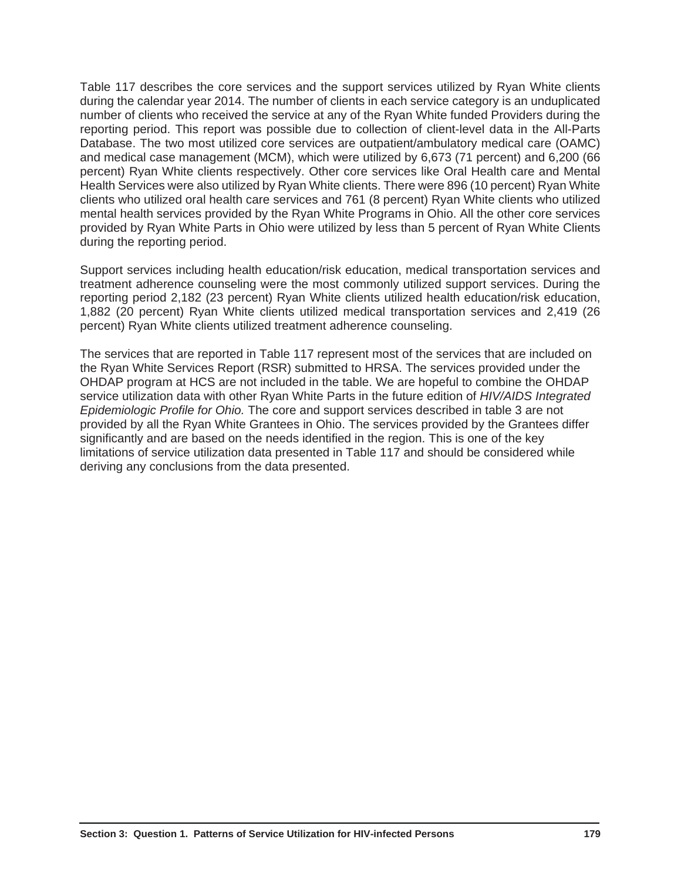Table 117 describes the core services and the support services utilized by Ryan White clients during the calendar year 2014. The number of clients in each service category is an unduplicated number of clients who received the service at any of the Ryan White funded Providers during the reporting period. This report was possible due to collection of client-level data in the All-Parts Database. The two most utilized core services are outpatient/ambulatory medical care (OAMC) and medical case management (MCM), which were utilized by 6,673 (71 percent) and 6,200 (66 percent) Ryan White clients respectively. Other core services like Oral Health care and Mental Health Services were also utilized by Ryan White clients. There were 896 (10 percent) Ryan White clients who utilized oral health care services and 761 (8 percent) Ryan White clients who utilized mental health services provided by the Ryan White Programs in Ohio. All the other core services provided by Ryan White Parts in Ohio were utilized by less than 5 percent of Ryan White Clients during the reporting period.

Support services including health education/risk education, medical transportation services and treatment adherence counseling were the most commonly utilized support services. During the reporting period 2,182 (23 percent) Ryan White clients utilized health education/risk education, 1,882 (20 percent) Ryan White clients utilized medical transportation services and 2,419 (26 percent) Ryan White clients utilized treatment adherence counseling.

The services that are reported in Table 117 represent most of the services that are included on the Ryan White Services Report (RSR) submitted to HRSA. The services provided under the OHDAP program at HCS are not included in the table. We are hopeful to combine the OHDAP service utilization data with other Ryan White Parts in the future edition of *HIV/AIDS Integrated Epidemiologic Profile for Ohio.* The core and support services described in table 3 are not provided by all the Ryan White Grantees in Ohio. The services provided by the Grantees differ significantly and are based on the needs identified in the region. This is one of the key limitations of service utilization data presented in Table 117 and should be considered while deriving any conclusions from the data presented.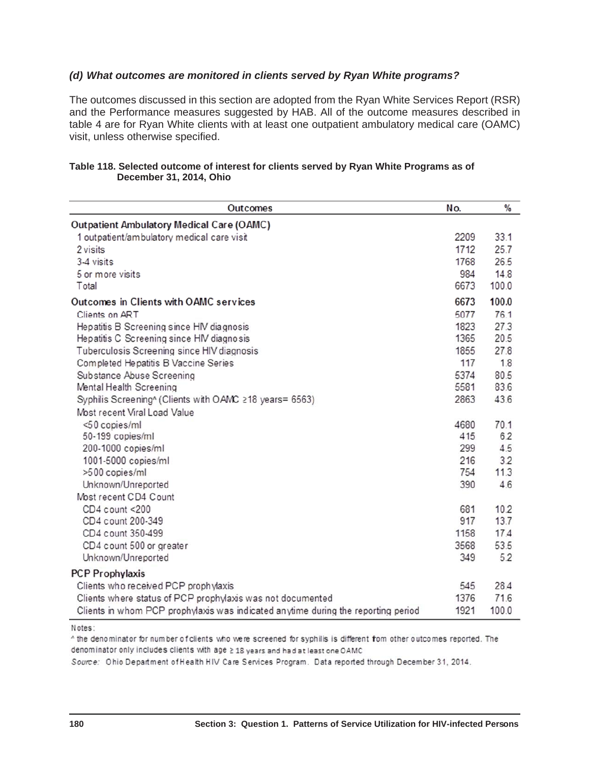### *(d) What outcomes are monitored in clients served by Ryan White programs?*

The outcomes discussed in this section are adopted from the Ryan White Services Report (RSR) and the Performance measures suggested by HAB. All of the outcome measures described in table 4 are for Ryan White clients with at least one outpatient ambulatory medical care (OAMC) visit, unless otherwise specified.

**Table 118. Selected outcome of interest for clients served by Ryan White Programs as of December 31, 2014, Ohio**

| Outcomes | No. | % |
|---|---|---|
| **Outpatient Ambulatory Medical Care (OAMC)** | | |
| 1 outpatient/ambulatory medical care visit | 2209 | 33.1 |
| 2 visits | 1712 | 25.7 |
| 3-4 visits | 1768 | 26.5 |
| 5 or more visits | 984 | 14.8 |
| Total | 6673 | 100.0 |
| **Outcomes in Clients with OAMC services** | **6673** | **100.0** |
| Clients on ART | 5077 | 76.1 |
| Hepatitis B Screening since HIV diagnosis | 1823 | 27.3 |
| Hepatitis C Screening since HIV diagnosis | 1365 | 20.5 |
| Tuberculosis Screening since HIV diagnosis | 1855 | 27.8 |
| Completed Hepatitis B Vaccine Series | 117 | 1.8 |
| Substance Abuse Screening | 5374 | 80.5 |
| Mental Health Screening | 5581 | 83.6 |
| Syphilis Screening^ (Clients with OAMC ≥18 years= 6563) | 2863 | 43.6 |
| Most recent Viral Load Value | | |
| <50 copies/ml | 4680 | 70.1 |
| 50-199 copies/ml | 415 | 6.2 |
| 200-1000 copies/ml | 299 | 4.5 |
| 1001-5000 copies/ml | 216 | 3.2 |
| >500 copies/ml | 754 | 11.3 |
| Unknown/Unreported | 390 | 4.6 |
| Most recent CD4 Count | | |
| CD4 count <200 | 681 | 10.2 |
| CD4 count 200-349 | 917 | 13.7 |
| CD4 count 350-499 | 1158 | 17.4 |
| CD4 count 500 or greater | 3568 | 53.5 |
| Unknown/Unreported | 349 | 5.2 |
| **PCP Prophylaxis** | | |
| Clients who received PCP prophylaxis | 545 | 28.4 |
| Clients where status of PCP prophylaxis was not documented | 1376 | 71.6 |
| Clients in whom PCP prophylaxis was indicated anytime during the reporting period | 1921 | 100.0 |

Notes:

^ the denominator for number of clients who were screened for syphilis is different from other outcomes reported. The denominator only includes clients with age ≥ 18 years and had at least one OAMC

*Source:* Ohio Department of Health HIV Care Services Program. Data reported through December 31, 2014.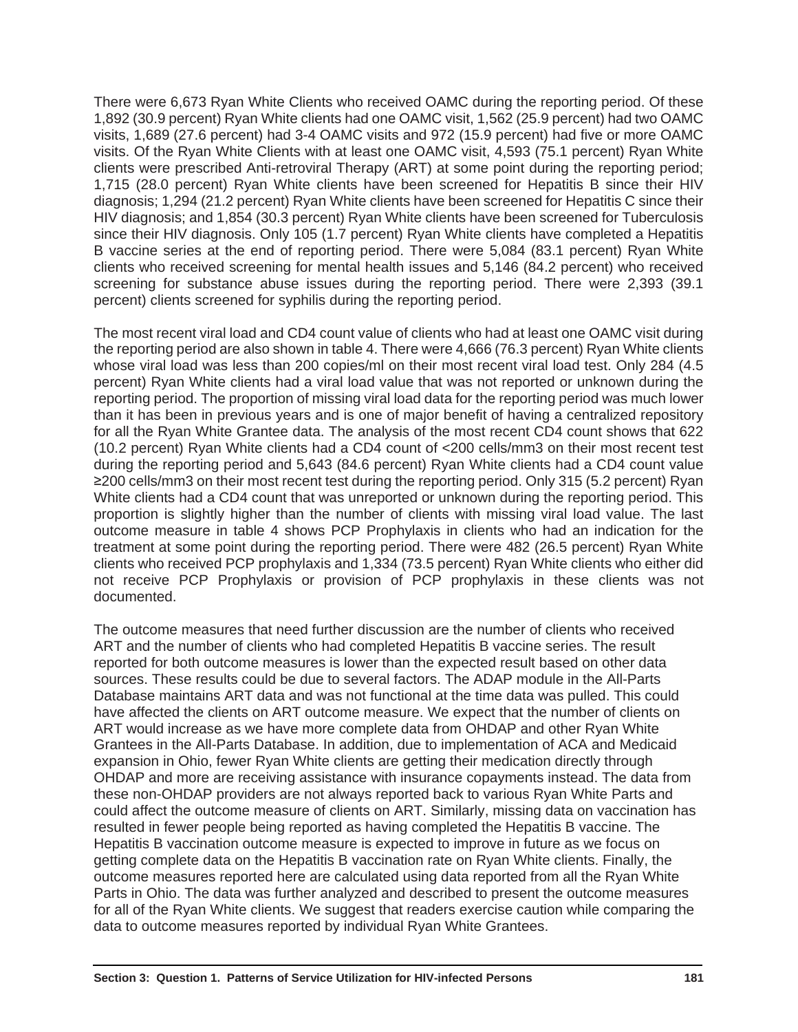There were 6,673 Ryan White Clients who received OAMC during the reporting period. Of these 1,892 (30.9 percent) Ryan White clients had one OAMC visit, 1,562 (25.9 percent) had two OAMC visits, 1,689 (27.6 percent) had 3-4 OAMC visits and 972 (15.9 percent) had five or more OAMC visits. Of the Ryan White Clients with at least one OAMC visit, 4,593 (75.1 percent) Ryan White clients were prescribed Anti-retroviral Therapy (ART) at some point during the reporting period; 1,715 (28.0 percent) Ryan White clients have been screened for Hepatitis B since their HIV diagnosis; 1,294 (21.2 percent) Ryan White clients have been screened for Hepatitis C since their HIV diagnosis; and 1,854 (30.3 percent) Ryan White clients have been screened for Tuberculosis since their HIV diagnosis. Only 105 (1.7 percent) Ryan White clients have completed a Hepatitis B vaccine series at the end of reporting period. There were 5,084 (83.1 percent) Ryan White clients who received screening for mental health issues and 5,146 (84.2 percent) who received screening for substance abuse issues during the reporting period. There were 2,393 (39.1 percent) clients screened for syphilis during the reporting period.

The most recent viral load and CD4 count value of clients who had at least one OAMC visit during the reporting period are also shown in table 4. There were 4,666 (76.3 percent) Ryan White clients whose viral load was less than 200 copies/ml on their most recent viral load test. Only 284 (4.5 percent) Ryan White clients had a viral load value that was not reported or unknown during the reporting period. The proportion of missing viral load data for the reporting period was much lower than it has been in previous years and is one of major benefit of having a centralized repository for all the Ryan White Grantee data. The analysis of the most recent CD4 count shows that 622 (10.2 percent) Ryan White clients had a CD4 count of <200 cells/mm3 on their most recent test during the reporting period and 5,643 (84.6 percent) Ryan White clients had a CD4 count value ≥200 cells/mm3 on their most recent test during the reporting period. Only 315 (5.2 percent) Ryan White clients had a CD4 count that was unreported or unknown during the reporting period. This proportion is slightly higher than the number of clients with missing viral load value. The last outcome measure in table 4 shows PCP Prophylaxis in clients who had an indication for the treatment at some point during the reporting period. There were 482 (26.5 percent) Ryan White clients who received PCP prophylaxis and 1,334 (73.5 percent) Ryan White clients who either did not receive PCP Prophylaxis or provision of PCP prophylaxis in these clients was not documented.

The outcome measures that need further discussion are the number of clients who received ART and the number of clients who had completed Hepatitis B vaccine series. The result reported for both outcome measures is lower than the expected result based on other data sources. These results could be due to several factors. The ADAP module in the All-Parts Database maintains ART data and was not functional at the time data was pulled. This could have affected the clients on ART outcome measure. We expect that the number of clients on ART would increase as we have more complete data from OHDAP and other Ryan White Grantees in the All-Parts Database. In addition, due to implementation of ACA and Medicaid expansion in Ohio, fewer Ryan White clients are getting their medication directly through OHDAP and more are receiving assistance with insurance copayments instead. The data from these non-OHDAP providers are not always reported back to various Ryan White Parts and could affect the outcome measure of clients on ART. Similarly, missing data on vaccination has resulted in fewer people being reported as having completed the Hepatitis B vaccine. The Hepatitis B vaccination outcome measure is expected to improve in future as we focus on getting complete data on the Hepatitis B vaccination rate on Ryan White clients. Finally, the outcome measures reported here are calculated using data reported from all the Ryan White Parts in Ohio. The data was further analyzed and described to present the outcome measures for all of the Ryan White clients. We suggest that readers exercise caution while comparing the data to outcome measures reported by individual Ryan White Grantees.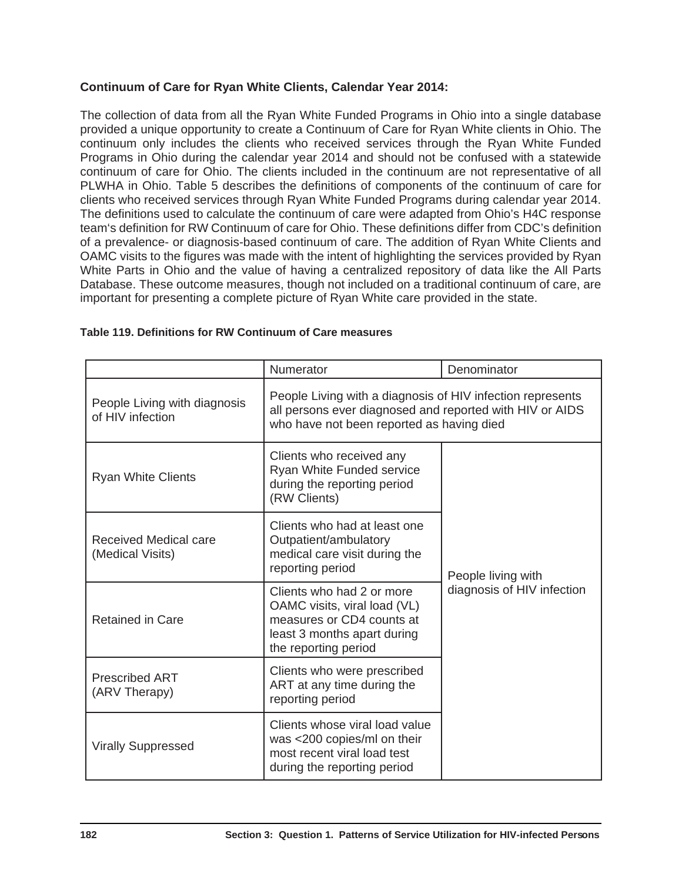**Continuum of Care for Ryan White Clients, Calendar Year 2014:**

The collection of data from all the Ryan White Funded Programs in Ohio into a single database provided a unique opportunity to create a Continuum of Care for Ryan White clients in Ohio. The continuum only includes the clients who received services through the Ryan White Funded Programs in Ohio during the calendar year 2014 and should not be confused with a statewide continuum of care for Ohio. The clients included in the continuum are not representative of all PLWHA in Ohio. Table 5 describes the definitions of components of the continuum of care for clients who received services through Ryan White Funded Programs during calendar year 2014. The definitions used to calculate the continuum of care were adapted from Ohio's H4C response team's definition for RW Continuum of care for Ohio. These definitions differ from CDC's definition of a prevalence- or diagnosis-based continuum of care. The addition of Ryan White Clients and OAMC visits to the figures was made with the intent of highlighting the services provided by Ryan White Parts in Ohio and the value of having a centralized repository of data like the All Parts Database. These outcome measures, though not included on a traditional continuum of care, are important for presenting a complete picture of Ryan White care provided in the state.

**Table 119. Definitions for RW Continuum of Care measures**

| | Numerator | Denominator |
|---|---|---|
| People Living with diagnosis of HIV infection | People Living with a diagnosis of HIV infection represents all persons ever diagnosed and reported with HIV or AIDS who have not been reported as having died | |
| Ryan White Clients | Clients who received any Ryan White Funded service during the reporting period (RW Clients) | People living with diagnosis of HIV infection |
| Received Medical care (Medical Visits) | Clients who had at least one Outpatient/ambulatory medical care visit during the reporting period | People living with diagnosis of HIV infection |
| Retained in Care | Clients who had 2 or more OAMC visits, viral load (VL) measures or CD4 counts at least 3 months apart during the reporting period | People living with diagnosis of HIV infection |
| Prescribed ART (ARV Therapy) | Clients who were prescribed ART at any time during the reporting period | People living with diagnosis of HIV infection |
| Virally Suppressed | Clients whose viral load value was <200 copies/ml on their most recent viral load test during the reporting period | People living with diagnosis of HIV infection |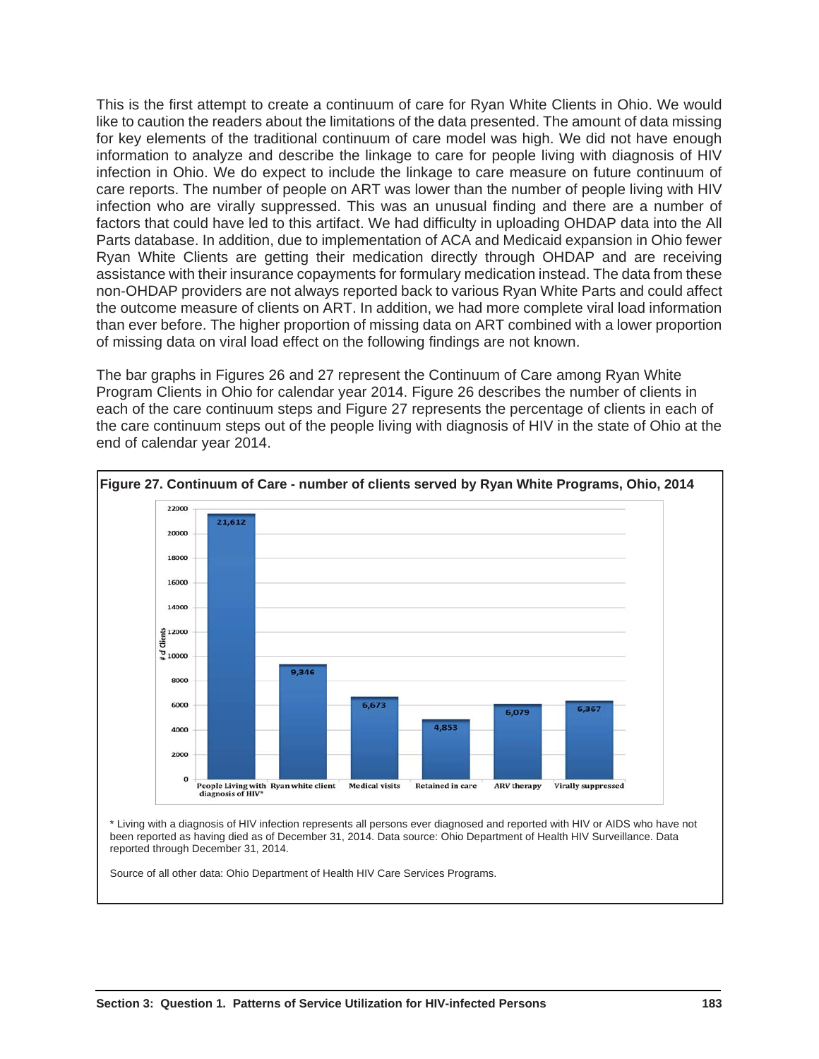This is the first attempt to create a continuum of care for Ryan White Clients in Ohio. We would like to caution the readers about the limitations of the data presented. The amount of data missing for key elements of the traditional continuum of care model was high. We did not have enough information to analyze and describe the linkage to care for people living with diagnosis of HIV infection in Ohio. We do expect to include the linkage to care measure on future continuum of care reports. The number of people on ART was lower than the number of people living with HIV infection who are virally suppressed. This was an unusual finding and there are a number of factors that could have led to this artifact. We had difficulty in uploading OHDAP data into the All Parts database. In addition, due to implementation of ACA and Medicaid expansion in Ohio fewer Ryan White Clients are getting their medication directly through OHDAP and are receiving assistance with their insurance copayments for formulary medication instead. The data from these non-OHDAP providers are not always reported back to various Ryan White Parts and could affect the outcome measure of clients on ART. In addition, we had more complete viral load information than ever before. The higher proportion of missing data on ART combined with a lower proportion of missing data on viral load effect on the following findings are not known.

The bar graphs in Figures 26 and 27 represent the Continuum of Care among Ryan White Program Clients in Ohio for calendar year 2014. Figure 26 describes the number of clients in each of the care continuum steps and Figure 27 represents the percentage of clients in each of the care continuum steps out of the people living with diagnosis of HIV in the state of Ohio at the end of calendar year 2014.

**Figure 27. Continuum of Care - number of clients served by Ryan White Programs, Ohio, 2014**

| Step | # of Clients |
|---|---|
| People Living with diagnosis of HIV* | 21,612 |
| Ryan white client | 9,346 |
| Medical visits | 6,673 |
| Retained in care | 4,853 |
| ARV therapy | 6,079 |
| Virally suppressed | 6,367 |

\* Living with a diagnosis of HIV infection represents all persons ever diagnosed and reported with HIV or AIDS who have not been reported as having died as of December 31, 2014. Data source: Ohio Department of Health HIV Surveillance. Data reported through December 31, 2014.

Source of all other data: Ohio Department of Health HIV Care Services Programs.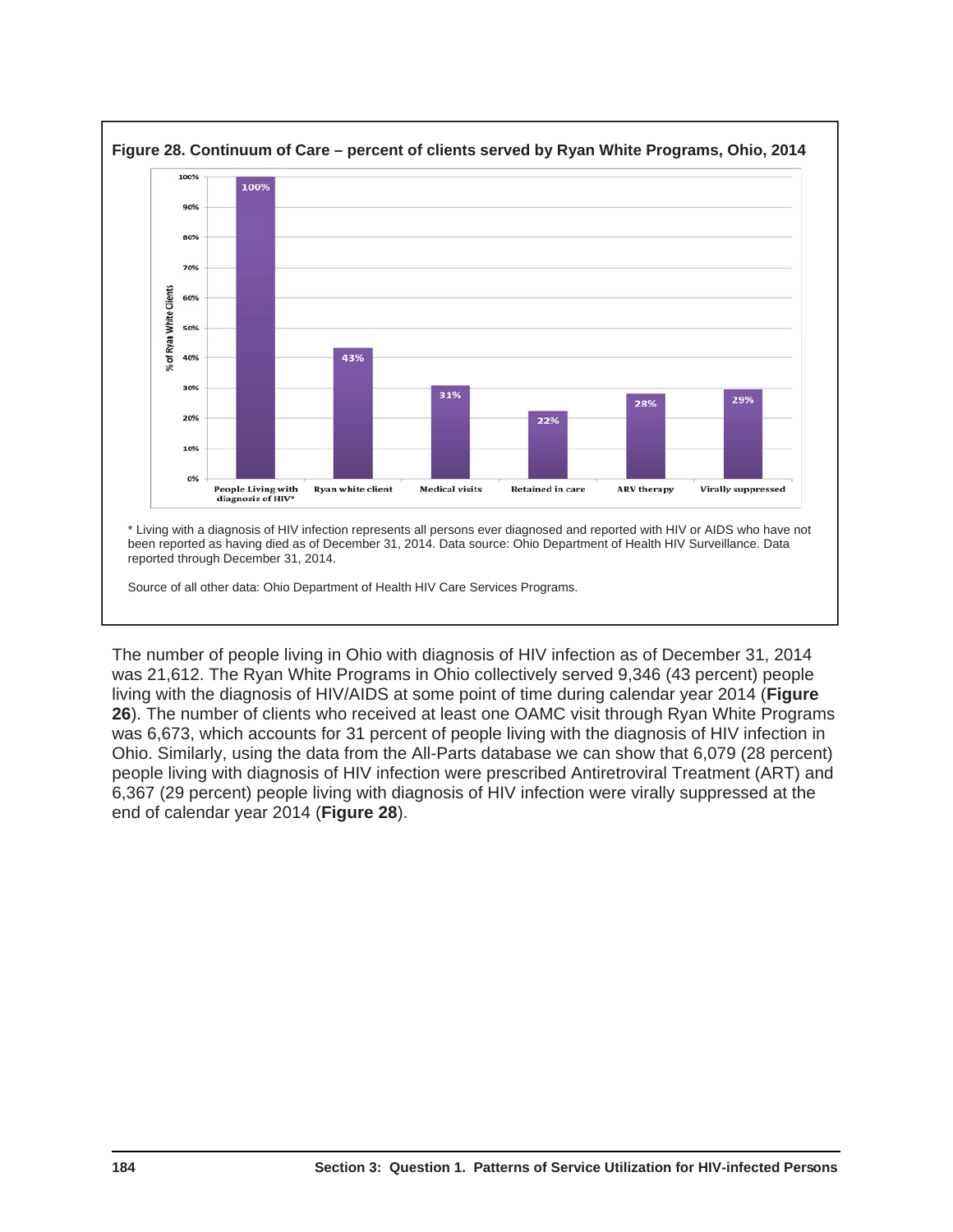**Figure 28. Continuum of Care – percent of clients served by Ryan White Programs, Ohio, 2014**

| Category | % of Ryan White Clients |
| --- | --- |
| People Living with diagnosis of HIV* | 100% |
| Ryan white client | 43% |
| Medical visits | 31% |
| Retained in care | 22% |
| ARV therapy | 28% |
| Virally suppressed | 29% |

* Living with a diagnosis of HIV infection represents all persons ever diagnosed and reported with HIV or AIDS who have not been reported as having died as of December 31, 2014. Data source: Ohio Department of Health HIV Surveillance. Data reported through December 31, 2014.

Source of all other data: Ohio Department of Health HIV Care Services Programs.

The number of people living in Ohio with diagnosis of HIV infection as of December 31, 2014 was 21,612. The Ryan White Programs in Ohio collectively served 9,346 (43 percent) people living with the diagnosis of HIV/AIDS at some point of time during calendar year 2014 (**Figure 26**). The number of clients who received at least one OAMC visit through Ryan White Programs was 6,673, which accounts for 31 percent of people living with the diagnosis of HIV infection in Ohio. Similarly, using the data from the All-Parts database we can show that 6,079 (28 percent) people living with diagnosis of HIV infection were prescribed Antiretroviral Treatment (ART) and 6,367 (29 percent) people living with diagnosis of HIV infection were virally suppressed at the end of calendar year 2014 (**Figure 28**).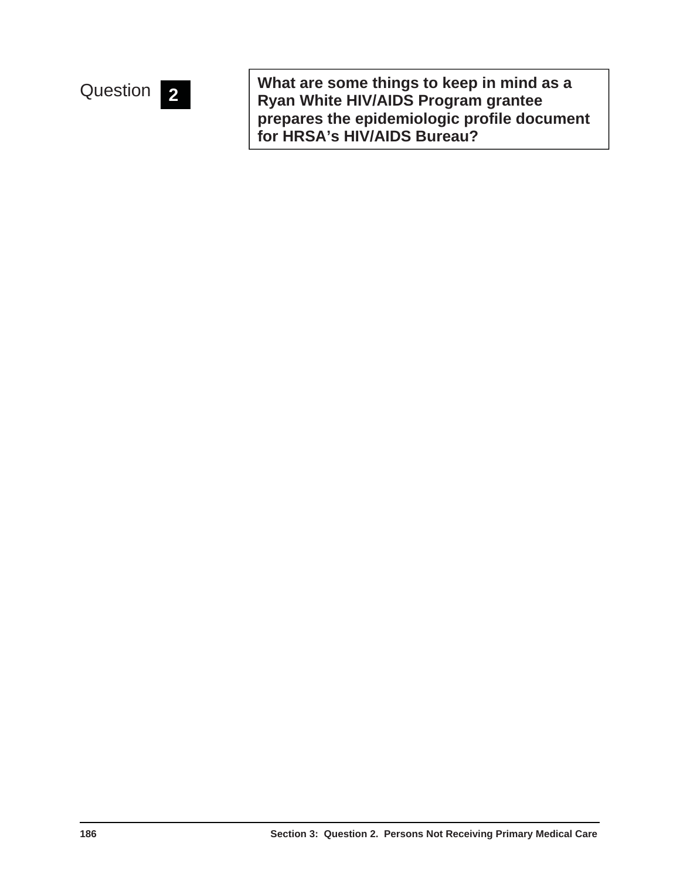Question **2**

**What are some things to keep in mind as a Ryan White HIV/AIDS Program grantee prepares the epidemiologic profile document for HRSA's HIV/AIDS Bureau?**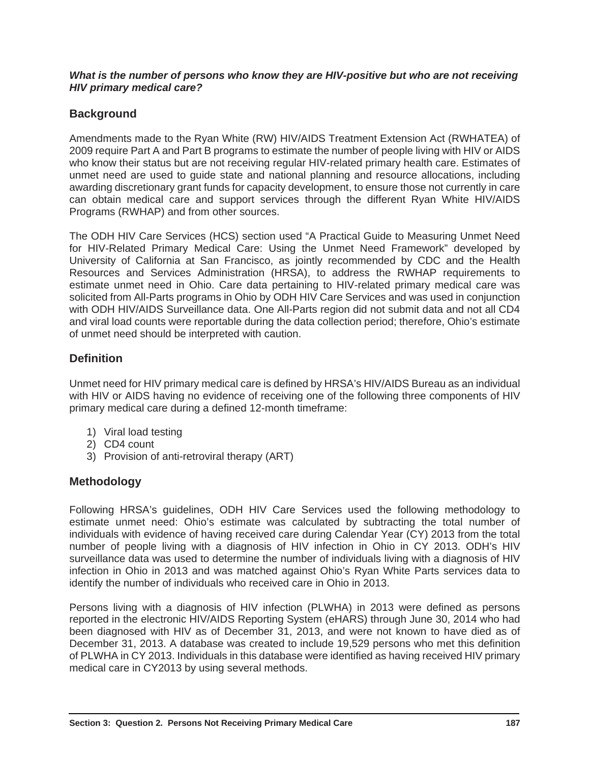***What is the number of persons who know they are HIV-positive but who are not receiving HIV primary medical care?***

## Background

Amendments made to the Ryan White (RW) HIV/AIDS Treatment Extension Act (RWHATEA) of 2009 require Part A and Part B programs to estimate the number of people living with HIV or AIDS who know their status but are not receiving regular HIV-related primary health care. Estimates of unmet need are used to guide state and national planning and resource allocations, including awarding discretionary grant funds for capacity development, to ensure those not currently in care can obtain medical care and support services through the different Ryan White HIV/AIDS Programs (RWHAP) and from other sources.

The ODH HIV Care Services (HCS) section used "A Practical Guide to Measuring Unmet Need for HIV-Related Primary Medical Care: Using the Unmet Need Framework" developed by University of California at San Francisco, as jointly recommended by CDC and the Health Resources and Services Administration (HRSA), to address the RWHAP requirements to estimate unmet need in Ohio. Care data pertaining to HIV-related primary medical care was solicited from All-Parts programs in Ohio by ODH HIV Care Services and was used in conjunction with ODH HIV/AIDS Surveillance data. One All-Parts region did not submit data and not all CD4 and viral load counts were reportable during the data collection period; therefore, Ohio's estimate of unmet need should be interpreted with caution.

## Definition

Unmet need for HIV primary medical care is defined by HRSA's HIV/AIDS Bureau as an individual with HIV or AIDS having no evidence of receiving one of the following three components of HIV primary medical care during a defined 12-month timeframe:

1) Viral load testing
2) CD4 count
3) Provision of anti-retroviral therapy (ART)

## Methodology

Following HRSA's guidelines, ODH HIV Care Services used the following methodology to estimate unmet need: Ohio's estimate was calculated by subtracting the total number of individuals with evidence of having received care during Calendar Year (CY) 2013 from the total number of people living with a diagnosis of HIV infection in Ohio in CY 2013. ODH's HIV surveillance data was used to determine the number of individuals living with a diagnosis of HIV infection in Ohio in 2013 and was matched against Ohio's Ryan White Parts services data to identify the number of individuals who received care in Ohio in 2013.

Persons living with a diagnosis of HIV infection (PLWHA) in 2013 were defined as persons reported in the electronic HIV/AIDS Reporting System (eHARS) through June 30, 2014 who had been diagnosed with HIV as of December 31, 2013, and were not known to have died as of December 31, 2013. A database was created to include 19,529 persons who met this definition of PLWHA in CY 2013. Individuals in this database were identified as having received HIV primary medical care in CY2013 by using several methods.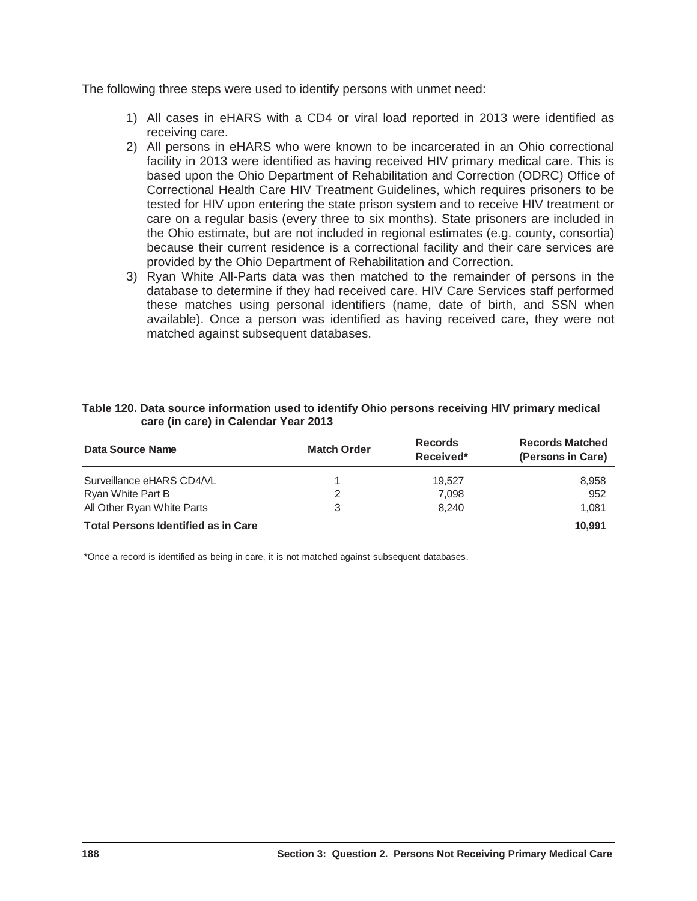The following three steps were used to identify persons with unmet need:

1) All cases in eHARS with a CD4 or viral load reported in 2013 were identified as receiving care.
2) All persons in eHARS who were known to be incarcerated in an Ohio correctional facility in 2013 were identified as having received HIV primary medical care. This is based upon the Ohio Department of Rehabilitation and Correction (ODRC) Office of Correctional Health Care HIV Treatment Guidelines, which requires prisoners to be tested for HIV upon entering the state prison system and to receive HIV treatment or care on a regular basis (every three to six months). State prisoners are included in the Ohio estimate, but are not included in regional estimates (e.g. county, consortia) because their current residence is a correctional facility and their care services are provided by the Ohio Department of Rehabilitation and Correction.
3) Ryan White All-Parts data was then matched to the remainder of persons in the database to determine if they had received care. HIV Care Services staff performed these matches using personal identifiers (name, date of birth, and SSN when available). Once a person was identified as having received care, they were not matched against subsequent databases.

**Table 120. Data source information used to identify Ohio persons receiving HIV primary medical care (in care) in Calendar Year 2013**

| Data Source Name | Match Order | Records Received* | Records Matched (Persons in Care) |
|---|---|---|---|
| Surveillance eHARS CD4/VL | 1 | 19,527 | 8,958 |
| Ryan White Part B | 2 | 7,098 | 952 |
| All Other Ryan White Parts | 3 | 8,240 | 1,081 |
| **Total Persons Identified as in Care** | | | **10,991** |

*Once a record is identified as being in care, it is not matched against subsequent databases.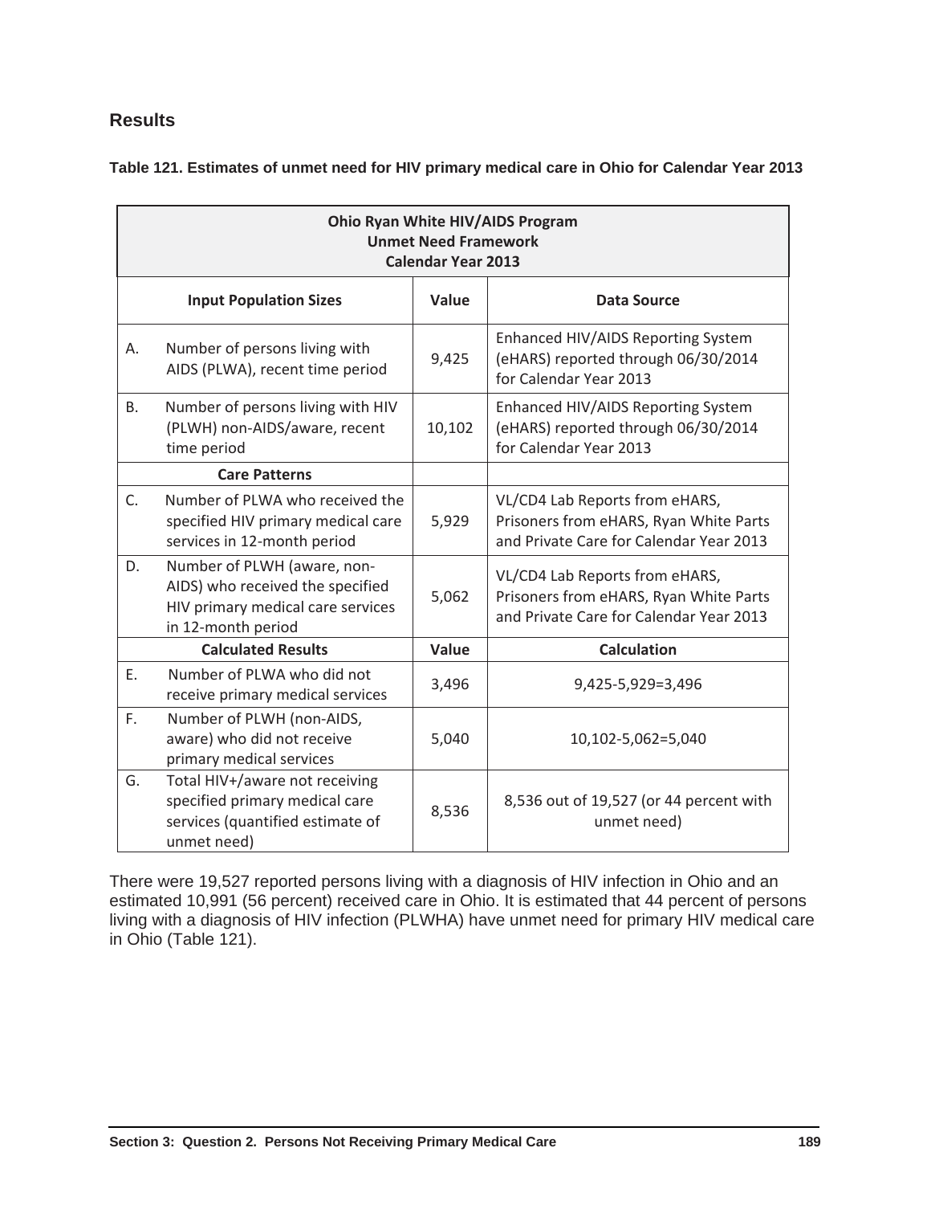## Results

**Table 121. Estimates of unmet need for HIV primary medical care in Ohio for Calendar Year 2013**

| **Ohio Ryan White HIV/AIDS Program Unmet Need Framework Calendar Year 2013** | | | |
|---|---|---|---|
| **Input Population Sizes** | | **Value** | **Data Source** |
| A. | Number of persons living with AIDS (PLWA), recent time period | 9,425 | Enhanced HIV/AIDS Reporting System (eHARS) reported through 06/30/2014 for Calendar Year 2013 |
| B. | Number of persons living with HIV (PLWH) non-AIDS/aware, recent time period | 10,102 | Enhanced HIV/AIDS Reporting System (eHARS) reported through 06/30/2014 for Calendar Year 2013 |
| **Care Patterns** | | | |
| C. | Number of PLWA who received the specified HIV primary medical care services in 12-month period | 5,929 | VL/CD4 Lab Reports from eHARS, Prisoners from eHARS, Ryan White Parts and Private Care for Calendar Year 2013 |
| D. | Number of PLWH (aware, non-AIDS) who received the specified HIV primary medical care services in 12-month period | 5,062 | VL/CD4 Lab Reports from eHARS, Prisoners from eHARS, Ryan White Parts and Private Care for Calendar Year 2013 |
| **Calculated Results** | | **Value** | **Calculation** |
| E. | Number of PLWA who did not receive primary medical services | 3,496 | 9,425-5,929=3,496 |
| F. | Number of PLWH (non-AIDS, aware) who did not receive primary medical services | 5,040 | 10,102-5,062=5,040 |
| G. | Total HIV+/aware not receiving specified primary medical care services (quantified estimate of unmet need) | 8,536 | 8,536 out of 19,527 (or 44 percent with unmet need) |

There were 19,527 reported persons living with a diagnosis of HIV infection in Ohio and an estimated 10,991 (56 percent) received care in Ohio. It is estimated that 44 percent of persons living with a diagnosis of HIV infection (PLWHA) have unmet need for primary HIV medical care in Ohio (Table 121).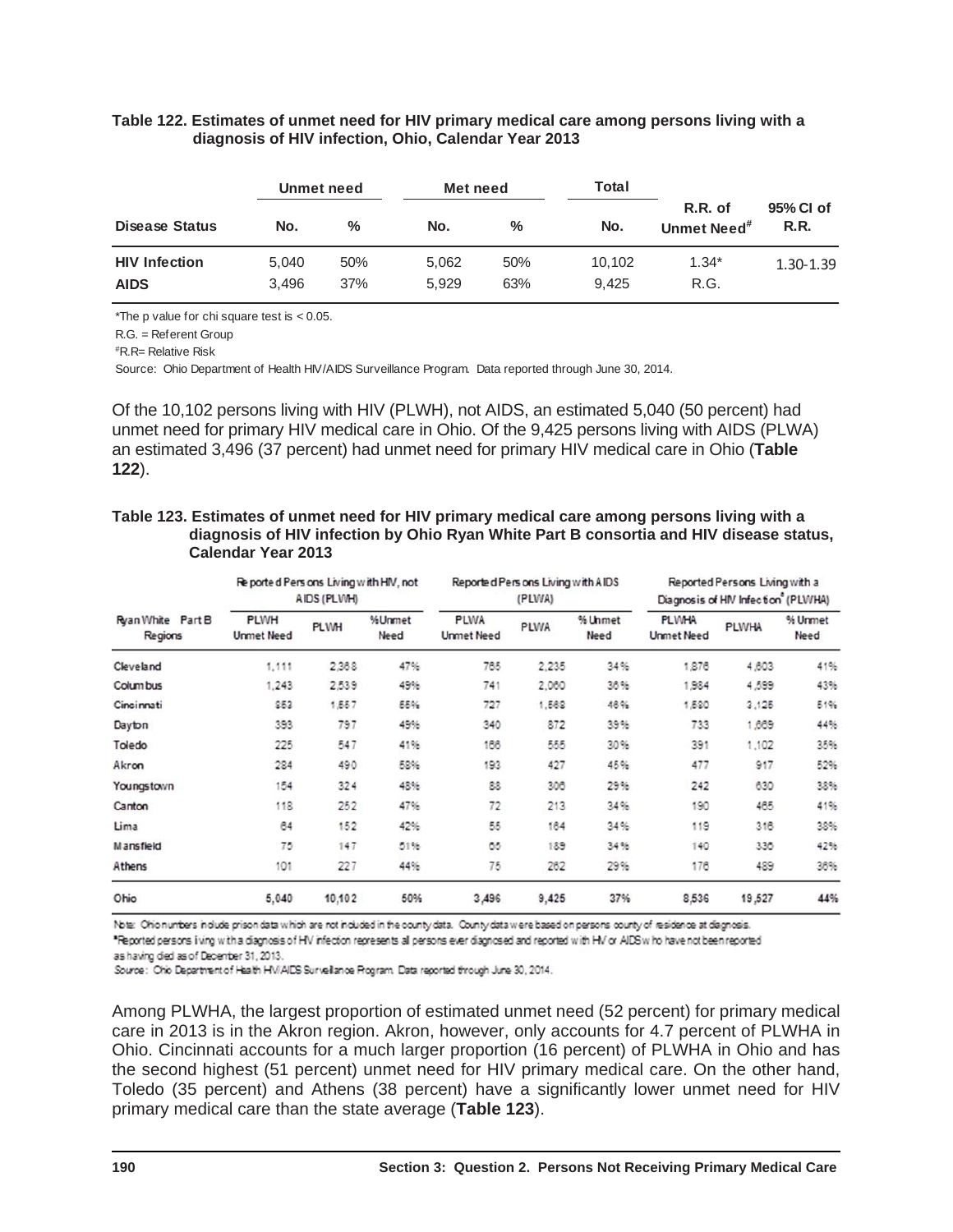**Table 122. Estimates of unmet need for HIV primary medical care among persons living with a diagnosis of HIV infection, Ohio, Calendar Year 2013**

| | Unmet need | | Met need | | Total | | |
|---|---|---|---|---|---|---|---|
| **Disease Status** | **No.** | **%** | **No.** | **%** | **No.** | **R.R. of Unmet Need#** | **95% CI of R.R.** |
| **HIV Infection** | 5,040 | 50% | 5,062 | 50% | 10,102 | 1.34* | 1.30-1.39 |
| **AIDS** | 3,496 | 37% | 5,929 | 63% | 9,425 | R.G. | |

*The p value for chi square test is < 0.05.

R.G. = Referent Group

#R.R= Relative Risk

Source: Ohio Department of Health HIV/AIDS Surveillance Program. Data reported through June 30, 2014.

Of the 10,102 persons living with HIV (PLWH), not AIDS, an estimated 5,040 (50 percent) had unmet need for primary HIV medical care in Ohio. Of the 9,425 persons living with AIDS (PLWA) an estimated 3,496 (37 percent) had unmet need for primary HIV medical care in Ohio (**Table 122**).

**Table 123. Estimates of unmet need for HIV primary medical care among persons living with a diagnosis of HIV infection by Ohio Ryan White Part B consortia and HIV disease status, Calendar Year 2013**

| | Reported Persons Living with HIV, not AIDS (PLWH) | | | Reported Persons Living with AIDS (PLWA) | | | Reported Persons Living with a Diagnosis of HIV Infection* (PLWHA) | | |
|---|---|---|---|---|---|---|---|---|---|
| Ryan White Part B Regions | PLWH Unmet Need | PLWH | %Unmet Need | PLWA Unmet Need | PLWA | % Unmet Need | PLWHA Unmet Need | PLWHA | % Unmet Need |
| Cleveland | 1,111 | 2,368 | 47% | 765 | 2,235 | 34% | 1,876 | 4,603 | 41% |
| Columbus | 1,243 | 2,539 | 49% | 741 | 2,060 | 36% | 1,984 | 4,599 | 43% |
| Cincinnati | 853 | 1,557 | 55% | 727 | 1,568 | 46% | 1,580 | 3,125 | 51% |
| Dayton | 393 | 797 | 49% | 340 | 872 | 39% | 733 | 1,669 | 44% |
| Toledo | 225 | 547 | 41% | 166 | 555 | 30% | 391 | 1,102 | 35% |
| Akron | 284 | 490 | 58% | 193 | 427 | 45% | 477 | 917 | 52% |
| Youngstown | 154 | 324 | 48% | 88 | 306 | 29% | 242 | 630 | 38% |
| Canton | 118 | 252 | 47% | 72 | 213 | 34% | 190 | 465 | 41% |
| Lima | 64 | 152 | 42% | 55 | 164 | 34% | 119 | 316 | 38% |
| Mansfield | 75 | 147 | 51% | 65 | 189 | 34% | 140 | 336 | 42% |
| Athens | 101 | 227 | 44% | 75 | 262 | 29% | 176 | 489 | 36% |
| **Ohio** | **5,040** | **10,102** | **50%** | **3,496** | **9,425** | **37%** | **8,536** | **19,527** | **44%** |

Note: Ohio numbers include prison data which are not included in the county data. County data were based on persons county of residence at diagnosis.

*Reported persons living with a diagnosis of HIV infection represents all persons ever diagnosed and reported with HIV or AIDS who have not been reported as having died as of December 31, 2013.

Source: Ohio Department of Health HIV/AIDS Surveillance Program. Data reported through June 30, 2014.

Among PLWHA, the largest proportion of estimated unmet need (52 percent) for primary medical care in 2013 is in the Akron region. Akron, however, only accounts for 4.7 percent of PLWHA in Ohio. Cincinnati accounts for a much larger proportion (16 percent) of PLWHA in Ohio and has the second highest (51 percent) unmet need for HIV primary medical care. On the other hand, Toledo (35 percent) and Athens (38 percent) have a significantly lower unmet need for HIV primary medical care than the state average (**Table 123**).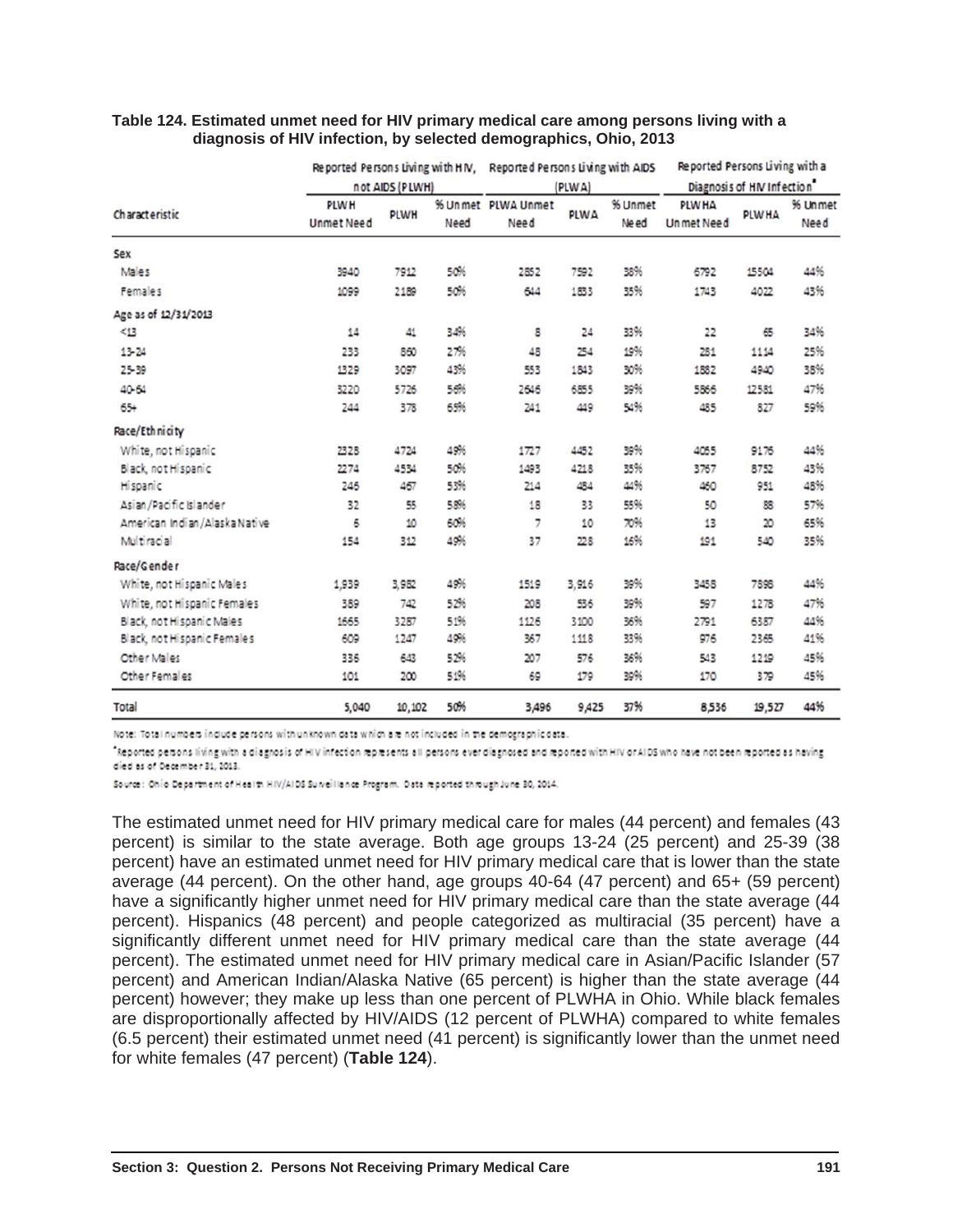**Table 124. Estimated unmet need for HIV primary medical care among persons living with a diagnosis of HIV infection, by selected demographics, Ohio, 2013**

| Characteristic | Reported Persons Living with HIV, not AIDS (PLWH) | | | Reported Persons Living with AIDS (PLWA) | | | Reported Persons Living with a Diagnosis of HIV Infection* | | |
|---|---|---|---|---|---|---|---|---|---|
| | PLWH Unmet Need | PLWH | % Unmet Need | PLWA Unmet Need | PLWA | % Unmet Need | PLWHA Unmet Need | PLWHA | % Unmet Need |
| **Sex** | | | | | | | | | |
| Males | 3940 | 7912 | 50% | 2852 | 7592 | 38% | 6792 | 15504 | 44% |
| Females | 1099 | 2189 | 50% | 644 | 1833 | 35% | 1743 | 4022 | 43% |
| **Age as of 12/31/2013** | | | | | | | | | |
| <13 | 14 | 41 | 34% | 8 | 24 | 33% | 22 | 65 | 34% |
| 13-24 | 233 | 860 | 27% | 48 | 254 | 19% | 281 | 1114 | 25% |
| 25-39 | 1329 | 3097 | 43% | 553 | 1843 | 30% | 1882 | 4940 | 38% |
| 40-64 | 3220 | 5726 | 56% | 2646 | 6855 | 39% | 5866 | 12581 | 47% |
| 65+ | 244 | 378 | 65% | 241 | 449 | 54% | 485 | 827 | 59% |
| **Race/Ethnicity** | | | | | | | | | |
| White, not Hispanic | 2328 | 4724 | 49% | 1727 | 4452 | 39% | 4055 | 9176 | 44% |
| Black, not Hispanic | 2274 | 4534 | 50% | 1493 | 4218 | 35% | 3767 | 8752 | 43% |
| Hispanic | 246 | 467 | 53% | 214 | 484 | 44% | 460 | 951 | 48% |
| Asian/Pacific Islander | 32 | 55 | 58% | 18 | 33 | 55% | 50 | 88 | 57% |
| American Indian/Alaska Native | 6 | 10 | 60% | 7 | 10 | 70% | 13 | 20 | 65% |
| Multiracial | 154 | 312 | 49% | 37 | 228 | 16% | 191 | 540 | 35% |
| **Race/Gender** | | | | | | | | | |
| White, not Hispanic Males | 1,939 | 3,982 | 49% | 1519 | 3,916 | 39% | 3458 | 7898 | 44% |
| White, not Hispanic Females | 389 | 742 | 52% | 208 | 536 | 39% | 597 | 1278 | 47% |
| Black, not Hispanic Males | 1665 | 3287 | 51% | 1126 | 3100 | 36% | 2791 | 6387 | 44% |
| Black, not Hispanic Females | 609 | 1247 | 49% | 367 | 1118 | 33% | 976 | 2365 | 41% |
| Other Males | 336 | 643 | 52% | 207 | 576 | 36% | 543 | 1219 | 45% |
| Other Females | 101 | 200 | 51% | 69 | 179 | 39% | 170 | 379 | 45% |
| **Total** | **5,040** | **10,102** | **50%** | **3,496** | **9,425** | **37%** | **8,536** | **19,527** | **44%** |

Note: Total numbers include persons with unknown data which are not included in the demographic data.

*Reported persons living with a diagnosis of HIV infection represents all persons ever diagnosed and reported with HIV or AIDS who have not been reported as having died as of December 31, 2013.

Source: Ohio Department of Health HIV/AIDS Surveillance Program. Data reported through June 30, 2014.

The estimated unmet need for HIV primary medical care for males (44 percent) and females (43 percent) is similar to the state average. Both age groups 13-24 (25 percent) and 25-39 (38 percent) have an estimated unmet need for HIV primary medical care that is lower than the state average (44 percent). On the other hand, age groups 40-64 (47 percent) and 65+ (59 percent) have a significantly higher unmet need for HIV primary medical care than the state average (44 percent). Hispanics (48 percent) and people categorized as multiracial (35 percent) have a significantly different unmet need for HIV primary medical care than the state average (44 percent). The estimated unmet need for HIV primary medical care in Asian/Pacific Islander (57 percent) and American Indian/Alaska Native (65 percent) is higher than the state average (44 percent) however; they make up less than one percent of PLWHA in Ohio. While black females are disproportionally affected by HIV/AIDS (12 percent of PLWHA) compared to white females (6.5 percent) their estimated unmet need (41 percent) is significantly lower than the unmet need for white females (47 percent) (**Table 124**).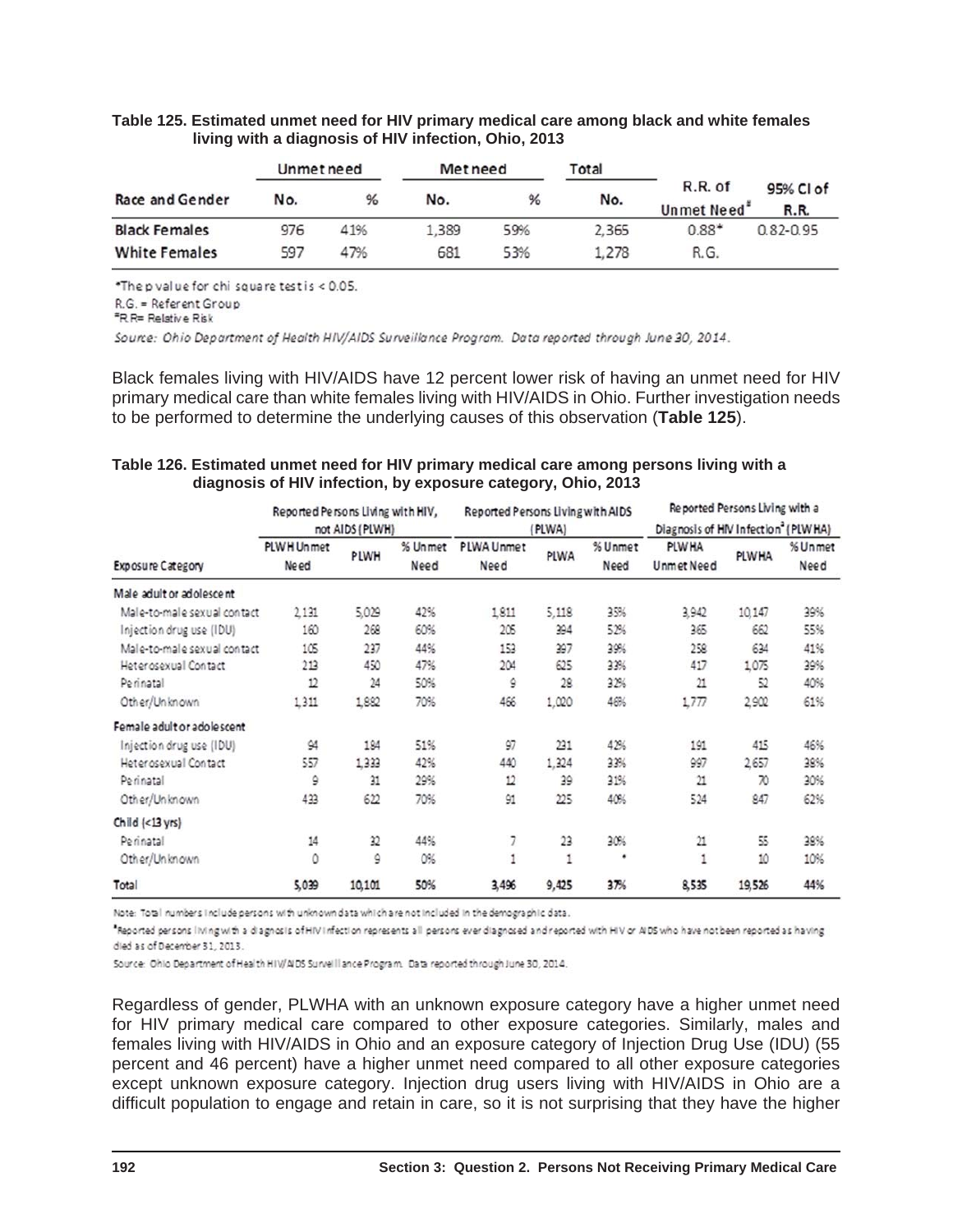**Table 125. Estimated unmet need for HIV primary medical care among black and white females living with a diagnosis of HIV infection, Ohio, 2013**

| Race and Gender | Unmet need | | Met need | | Total | R.R. of Unmet Need[#] | 95% CI of R.R. |
|---|---|---|---|---|---|---|---|
| | No. | % | No. | % | No. | | |
| **Black Females** | 976 | 41% | 1,389 | 59% | 2,365 | 0.88* | 0.82-0.95 |
| **White Females** | 597 | 47% | 681 | 53% | 1,278 | R.G. | |

*The p value for chi square test is < 0.05.
R.G. = Referent Group
[#]R.R= Relative Risk

*Source: Ohio Department of Health HIV/AIDS Surveillance Program. Data reported through June 30, 2014.*

Black females living with HIV/AIDS have 12 percent lower risk of having an unmet need for HIV primary medical care than white females living with HIV/AIDS in Ohio. Further investigation needs to be performed to determine the underlying causes of this observation (**Table 125**).

**Table 126. Estimated unmet need for HIV primary medical care among persons living with a diagnosis of HIV infection, by exposure category, Ohio, 2013**

| Exposure Category | Reported Persons Living with HIV, not AIDS (PLWH) | | | Reported Persons Living with AIDS (PLWA) | | | Reported Persons Living with a Diagnosis of HIV Infection[a] (PLWHA) | | |
|---|---|---|---|---|---|---|---|---|---|
| | PLWH Unmet Need | PLWH | % Unmet Need | PLWA Unmet Need | PLWA | % Unmet Need | PLWHA Unmet Need | PLWHA | % Unmet Need |
| **Male adult or adolescent** | | | | | | | | | |
| Male-to-male sexual contact | 2,131 | 5,029 | 42% | 1,811 | 5,118 | 35% | 3,942 | 10,147 | 39% |
| Injection drug use (IDU) | 160 | 268 | 60% | 205 | 394 | 52% | 365 | 662 | 55% |
| Male-to-male sexual contact | 105 | 237 | 44% | 153 | 397 | 39% | 258 | 634 | 41% |
| Heterosexual Contact | 213 | 450 | 47% | 204 | 625 | 33% | 417 | 1,075 | 39% |
| Perinatal | 12 | 24 | 50% | 9 | 28 | 32% | 21 | 52 | 40% |
| Other/Unknown | 1,311 | 1,882 | 70% | 466 | 1,020 | 46% | 1,777 | 2,902 | 61% |
| **Female adult or adolescent** | | | | | | | | | |
| Injection drug use (IDU) | 94 | 184 | 51% | 97 | 231 | 42% | 191 | 415 | 46% |
| Heterosexual Contact | 557 | 1,333 | 42% | 440 | 1,324 | 33% | 997 | 2,657 | 38% |
| Perinatal | 9 | 31 | 29% | 12 | 39 | 31% | 21 | 70 | 30% |
| Other/Unknown | 433 | 622 | 70% | 91 | 225 | 40% | 524 | 847 | 62% |
| **Child (<13 yrs)** | | | | | | | | | |
| Perinatal | 14 | 32 | 44% | 7 | 23 | 30% | 21 | 55 | 38% |
| Other/Unknown | 0 | 9 | 0% | 1 | 1 | * | 1 | 10 | 10% |
| **Total** | **5,039** | **10,101** | **50%** | **3,496** | **9,425** | **37%** | **8,535** | **19,526** | **44%** |

Note: Total numbers include persons with unknown data which are not included in the demographic data.

[a]Reported persons living with a diagnosis of HIV infection represents all persons ever diagnosed and reported with HIV or AIDS who have not been reported as having died as of December 31, 2013.

Source: Ohio Department of Health HIV/AIDS Surveillance Program. Data reported through June 30, 2014.

Regardless of gender, PLWHA with an unknown exposure category have a higher unmet need for HIV primary medical care compared to other exposure categories. Similarly, males and females living with HIV/AIDS in Ohio and an exposure category of Injection Drug Use (IDU) (55 percent and 46 percent) have a higher unmet need compared to all other exposure categories except unknown exposure category. Injection drug users living with HIV/AIDS in Ohio are a difficult population to engage and retain in care, so it is not surprising that they have the higher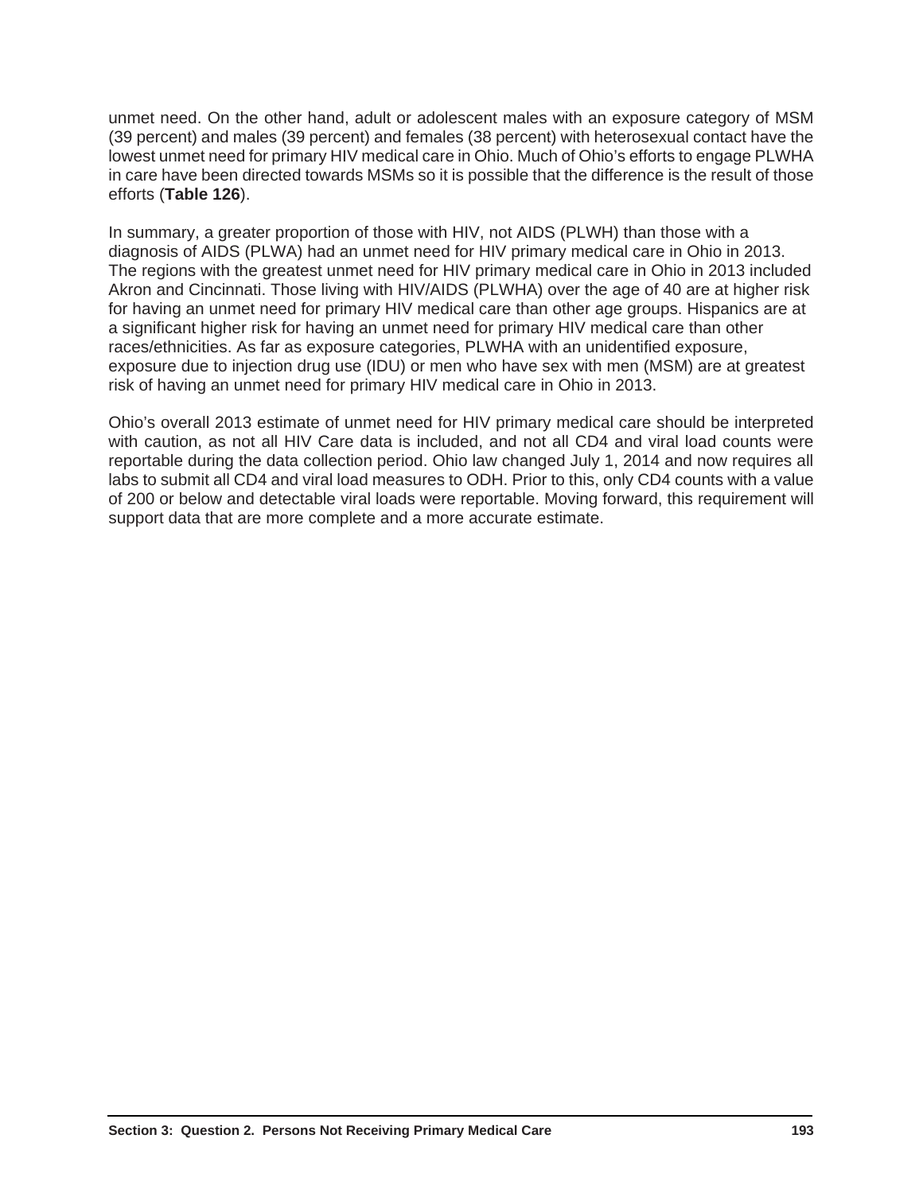unmet need. On the other hand, adult or adolescent males with an exposure category of MSM (39 percent) and males (39 percent) and females (38 percent) with heterosexual contact have the lowest unmet need for primary HIV medical care in Ohio. Much of Ohio's efforts to engage PLWHA in care have been directed towards MSMs so it is possible that the difference is the result of those efforts (**Table 126**).

In summary, a greater proportion of those with HIV, not AIDS (PLWH) than those with a diagnosis of AIDS (PLWA) had an unmet need for HIV primary medical care in Ohio in 2013. The regions with the greatest unmet need for HIV primary medical care in Ohio in 2013 included Akron and Cincinnati. Those living with HIV/AIDS (PLWHA) over the age of 40 are at higher risk for having an unmet need for primary HIV medical care than other age groups. Hispanics are at a significant higher risk for having an unmet need for primary HIV medical care than other races/ethnicities. As far as exposure categories, PLWHA with an unidentified exposure, exposure due to injection drug use (IDU) or men who have sex with men (MSM) are at greatest risk of having an unmet need for primary HIV medical care in Ohio in 2013.

Ohio's overall 2013 estimate of unmet need for HIV primary medical care should be interpreted with caution, as not all HIV Care data is included, and not all CD4 and viral load counts were reportable during the data collection period. Ohio law changed July 1, 2014 and now requires all labs to submit all CD4 and viral load measures to ODH. Prior to this, only CD4 counts with a value of 200 or below and detectable viral loads were reportable. Moving forward, this requirement will support data that are more complete and a more accurate estimate.